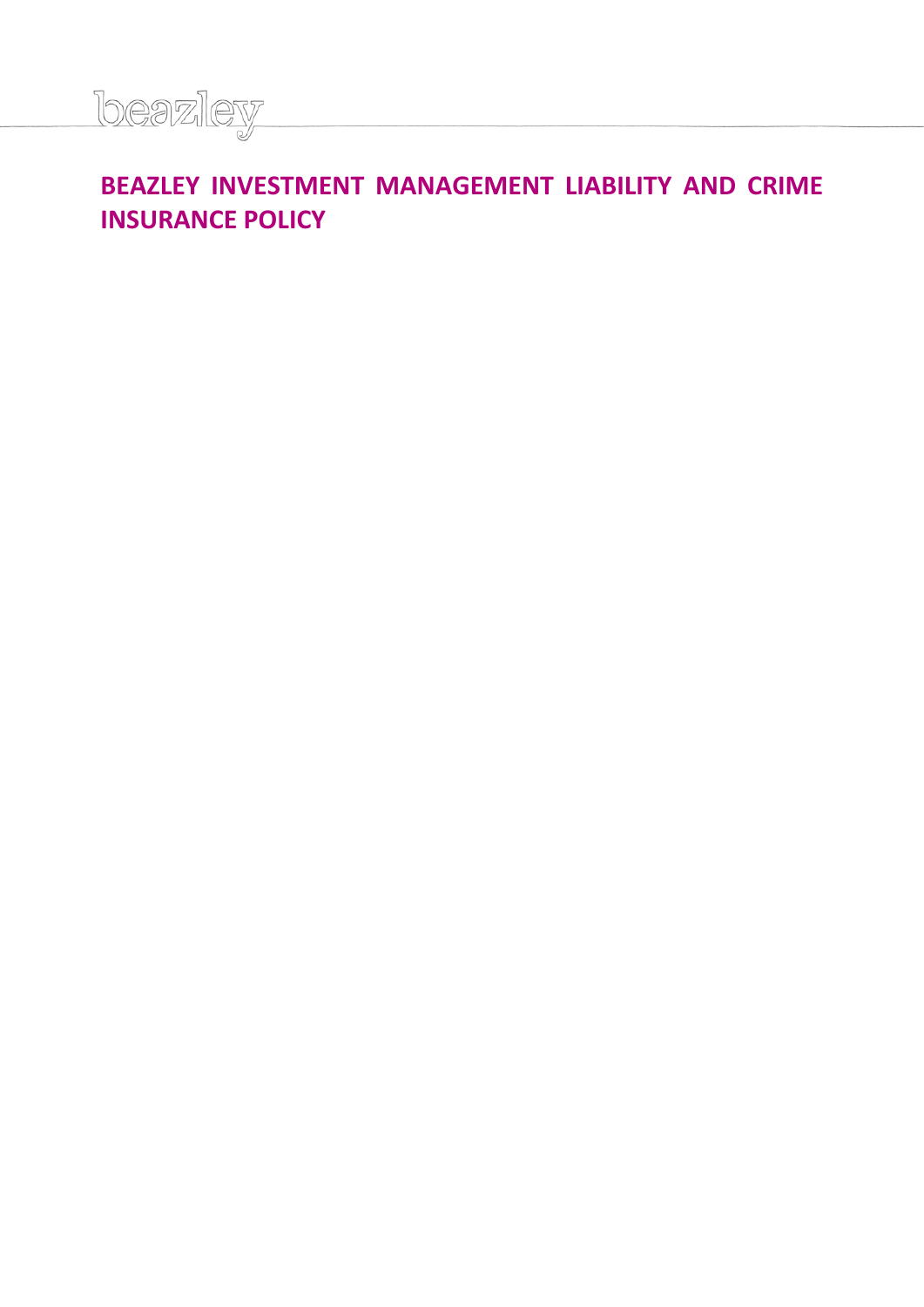beazley

# BEAZLEY INVESTMENT MANAGEMENT LIABILITY AND CRIME INSURANCE POLICY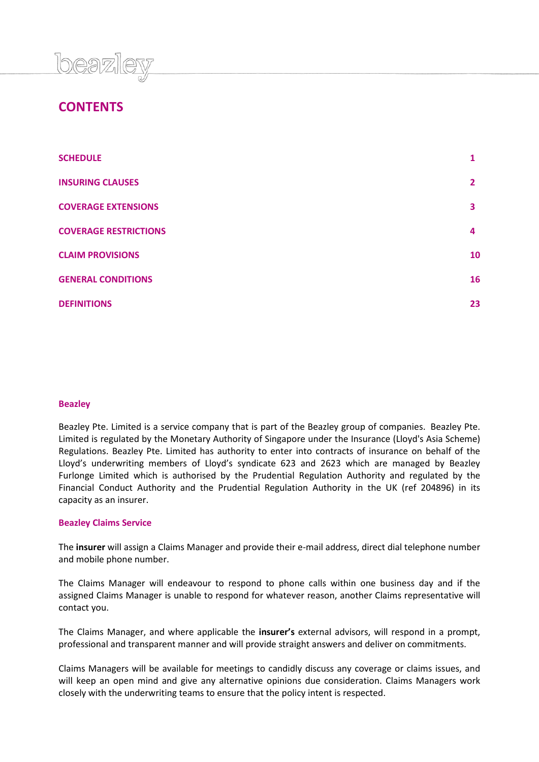# CONTENTS

| | |
|---|---|
| **SCHEDULE** | **1** |
| **INSURING CLAUSES** | **2** |
| **COVERAGE EXTENSIONS** | **3** |
| **COVERAGE RESTRICTIONS** | **4** |
| **CLAIM PROVISIONS** | **10** |
| **GENERAL CONDITIONS** | **16** |
| **DEFINITIONS** | **23** |

## Beazley

Beazley Pte. Limited is a service company that is part of the Beazley group of companies. Beazley Pte. Limited is regulated by the Monetary Authority of Singapore under the Insurance (Lloyd's Asia Scheme) Regulations. Beazley Pte. Limited has authority to enter into contracts of insurance on behalf of the Lloyd's underwriting members of Lloyd's syndicate 623 and 2623 which are managed by Beazley Furlonge Limited which is authorised by the Prudential Regulation Authority and regulated by the Financial Conduct Authority and the Prudential Regulation Authority in the UK (ref 204896) in its capacity as an insurer.

## Beazley Claims Service

The **insurer** will assign a Claims Manager and provide their e-mail address, direct dial telephone number and mobile phone number.

The Claims Manager will endeavour to respond to phone calls within one business day and if the assigned Claims Manager is unable to respond for whatever reason, another Claims representative will contact you.

The Claims Manager, and where applicable the **insurer's** external advisors, will respond in a prompt, professional and transparent manner and will provide straight answers and deliver on commitments.

Claims Managers will be available for meetings to candidly discuss any coverage or claims issues, and will keep an open mind and give any alternative opinions due consideration. Claims Managers work closely with the underwriting teams to ensure that the policy intent is respected.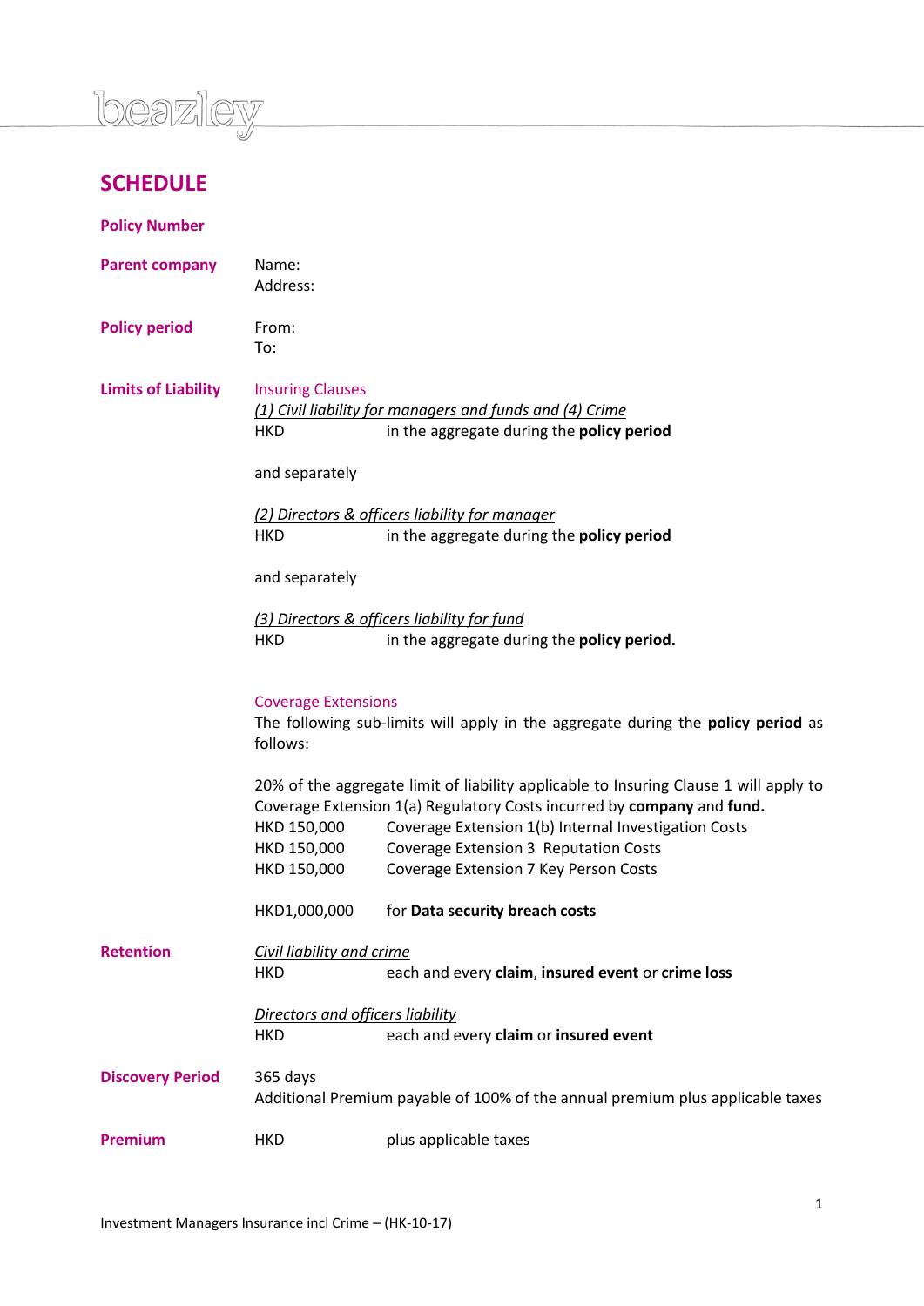# SCHEDULE

**Policy Number**

**Parent company**
Name:
Address:

**Policy period**
From:
To:

**Limits of Liability**

Insuring Clauses

*(1) Civil liability for managers and funds and (4) Crime*
HKD in the aggregate during the **policy period**

and separately

*(2) Directors & officers liability for manager*
HKD in the aggregate during the **policy period**

and separately

*(3) Directors & officers liability for fund*
HKD in the aggregate during the **policy period.**

Coverage Extensions

The following sub-limits will apply in the aggregate during the **policy period** as follows:

20% of the aggregate limit of liability applicable to Insuring Clause 1 will apply to Coverage Extension 1(a) Regulatory Costs incurred by **company** and **fund.**

| | |
|---|---|
| HKD 150,000 | Coverage Extension 1(b) Internal Investigation Costs |
| HKD 150,000 | Coverage Extension 3 Reputation Costs |
| HKD 150,000 | Coverage Extension 7 Key Person Costs |
| HKD1,000,000 | for **Data security breach costs** |

**Retention**

*Civil liability and crime*
HKD each and every **claim**, **insured event** or **crime loss**

*Directors and officers liability*
HKD each and every **claim** or **insured event**

**Discovery Period**
365 days
Additional Premium payable of 100% of the annual premium plus applicable taxes

**Premium**
HKD plus applicable taxes

Investment Managers Insurance incl Crime – (HK-10-17)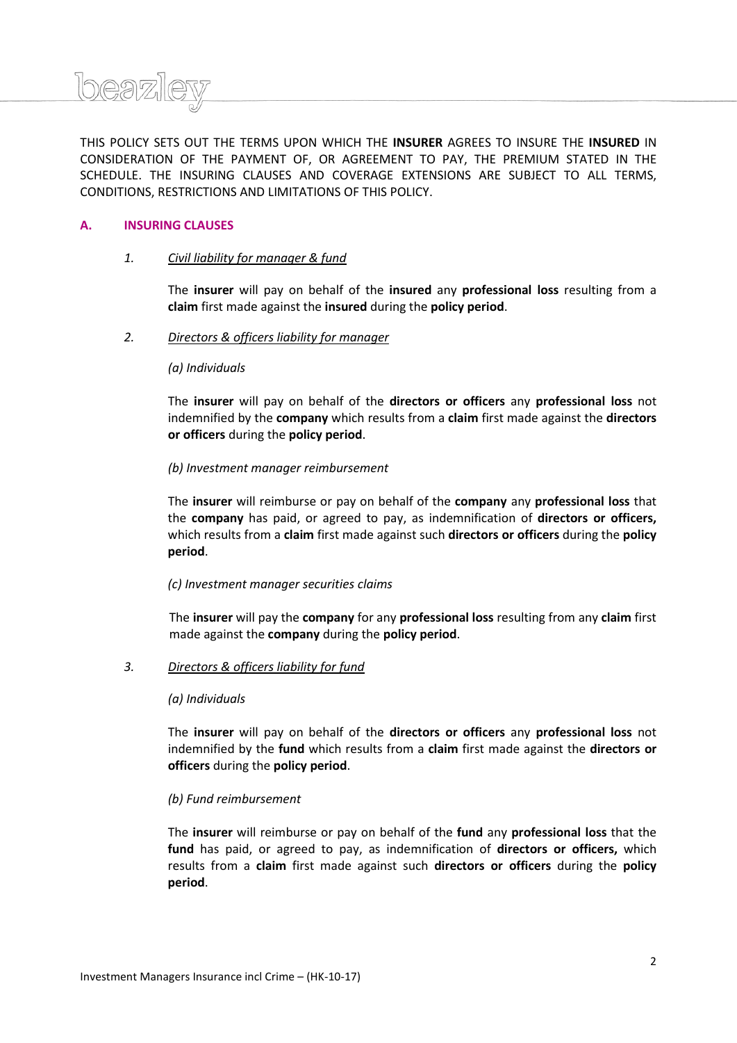THIS POLICY SETS OUT THE TERMS UPON WHICH THE **INSURER** AGREES TO INSURE THE **INSURED** IN CONSIDERATION OF THE PAYMENT OF, OR AGREEMENT TO PAY, THE PREMIUM STATED IN THE SCHEDULE. THE INSURING CLAUSES AND COVERAGE EXTENSIONS ARE SUBJECT TO ALL TERMS, CONDITIONS, RESTRICTIONS AND LIMITATIONS OF THIS POLICY.

## A. INSURING CLAUSES

### 1. *Civil liability for manager & fund*

The **insurer** will pay on behalf of the **insured** any **professional loss** resulting from a **claim** first made against the **insured** during the **policy period**.

### 2. *Directors & officers liability for manager*

*(a) Individuals*

The **insurer** will pay on behalf of the **directors or officers** any **professional loss** not indemnified by the **company** which results from a **claim** first made against the **directors or officers** during the **policy period**.

*(b) Investment manager reimbursement*

The **insurer** will reimburse or pay on behalf of the **company** any **professional loss** that the **company** has paid, or agreed to pay, as indemnification of **directors or officers,** which results from a **claim** first made against such **directors or officers** during the **policy period**.

*(c) Investment manager securities claims*

The **insurer** will pay the **company** for any **professional loss** resulting from any **claim** first made against the **company** during the **policy period**.

### 3. *Directors & officers liability for fund*

*(a) Individuals*

The **insurer** will pay on behalf of the **directors or officers** any **professional loss** not indemnified by the **fund** which results from a **claim** first made against the **directors or officers** during the **policy period**.

*(b) Fund reimbursement*

The **insurer** will reimburse or pay on behalf of the **fund** any **professional loss** that the **fund** has paid, or agreed to pay, as indemnification of **directors or officers,** which results from a **claim** first made against such **directors or officers** during the **policy period**.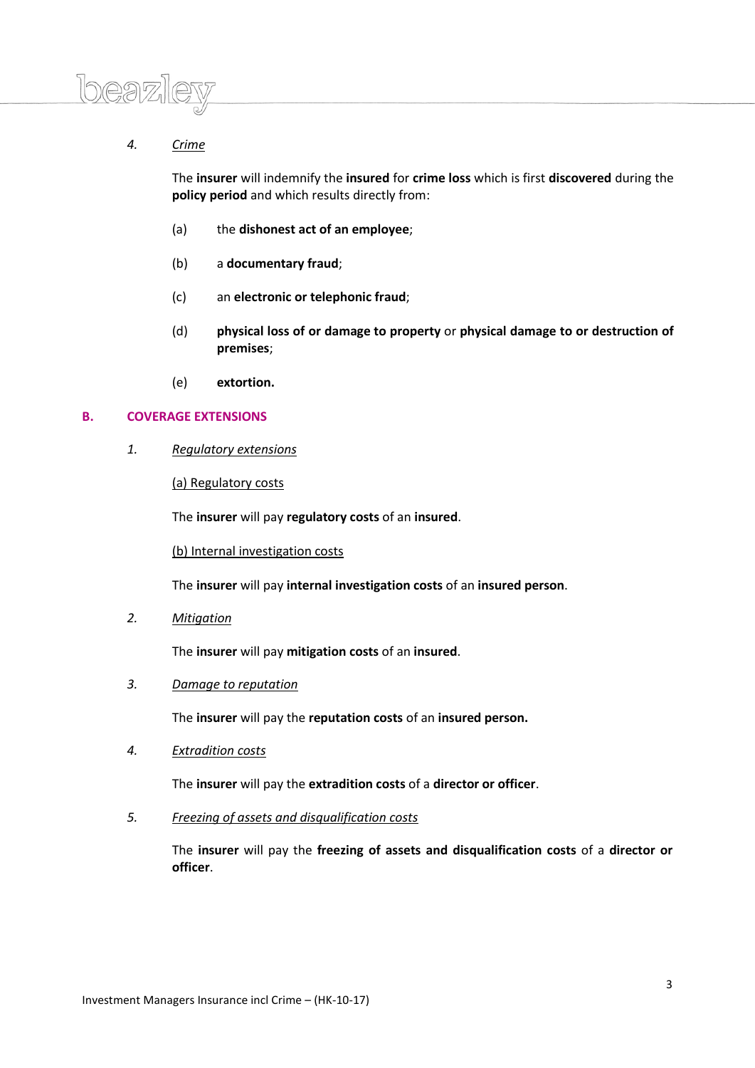*4. Crime*

The **insurer** will indemnify the **insured** for **crime loss** which is first **discovered** during the **policy period** and which results directly from:

(a) the **dishonest act of an employee**;

(b) a **documentary fraud**;

(c) an **electronic or telephonic fraud**;

(d) **physical loss of or damage to property** or **physical damage to or destruction of premises**;

(e) **extortion.**

## B. COVERAGE EXTENSIONS

*1. Regulatory extensions*

(a) Regulatory costs

The **insurer** will pay **regulatory costs** of an **insured**.

(b) Internal investigation costs

The **insurer** will pay **internal investigation costs** of an **insured person**.

*2. Mitigation*

The **insurer** will pay **mitigation costs** of an **insured**.

*3. Damage to reputation*

The **insurer** will pay the **reputation costs** of an **insured person.**

*4. Extradition costs*

The **insurer** will pay the **extradition costs** of a **director or officer**.

*5. Freezing of assets and disqualification costs*

The **insurer** will pay the **freezing of assets and disqualification costs** of a **director or officer**.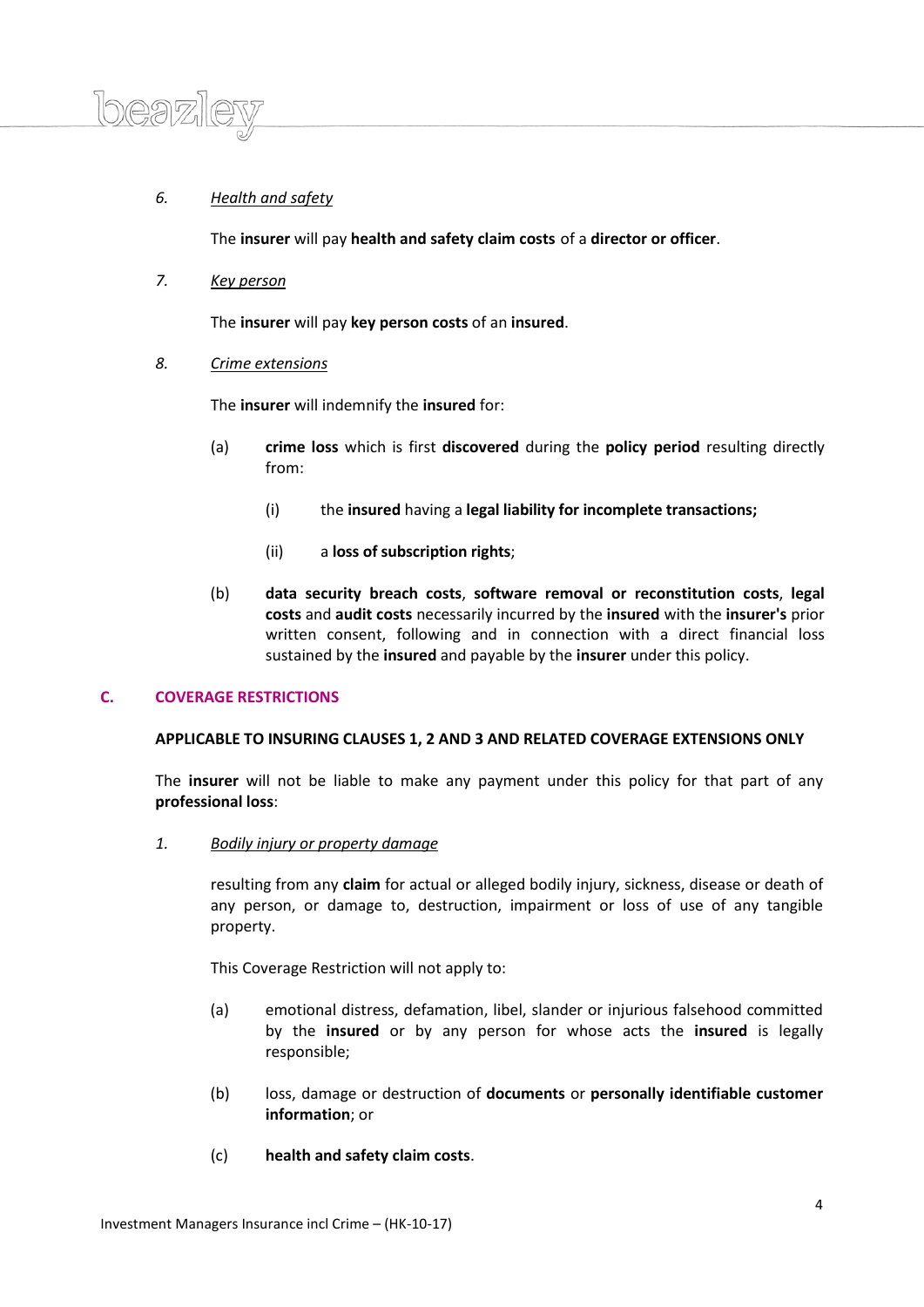6. *Health and safety*

   The **insurer** will pay **health and safety claim costs** of a **director or officer**.

7. *Key person*

   The **insurer** will pay **key person costs** of an **insured**.

8. *Crime extensions*

   The **insurer** will indemnify the **insured** for:

   (a) **crime loss** which is first **discovered** during the **policy period** resulting directly from:

      (i) the **insured** having a **legal liability for incomplete transactions;**

      (ii) a **loss of subscription rights**;

   (b) **data security breach costs**, **software removal or reconstitution costs**, **legal costs** and **audit costs** necessarily incurred by the **insured** with the **insurer's** prior written consent, following and in connection with a direct financial loss sustained by the **insured** and payable by the **insurer** under this policy.

## C. COVERAGE RESTRICTIONS

**APPLICABLE TO INSURING CLAUSES 1, 2 AND 3 AND RELATED COVERAGE EXTENSIONS ONLY**

The **insurer** will not be liable to make any payment under this policy for that part of any **professional loss**:

1. *Bodily injury or property damage*

   resulting from any **claim** for actual or alleged bodily injury, sickness, disease or death of any person, or damage to, destruction, impairment or loss of use of any tangible property.

   This Coverage Restriction will not apply to:

   (a) emotional distress, defamation, libel, slander or injurious falsehood committed by the **insured** or by any person for whose acts the **insured** is legally responsible;

   (b) loss, damage or destruction of **documents** or **personally identifiable customer information**; or

   (c) **health and safety claim costs**.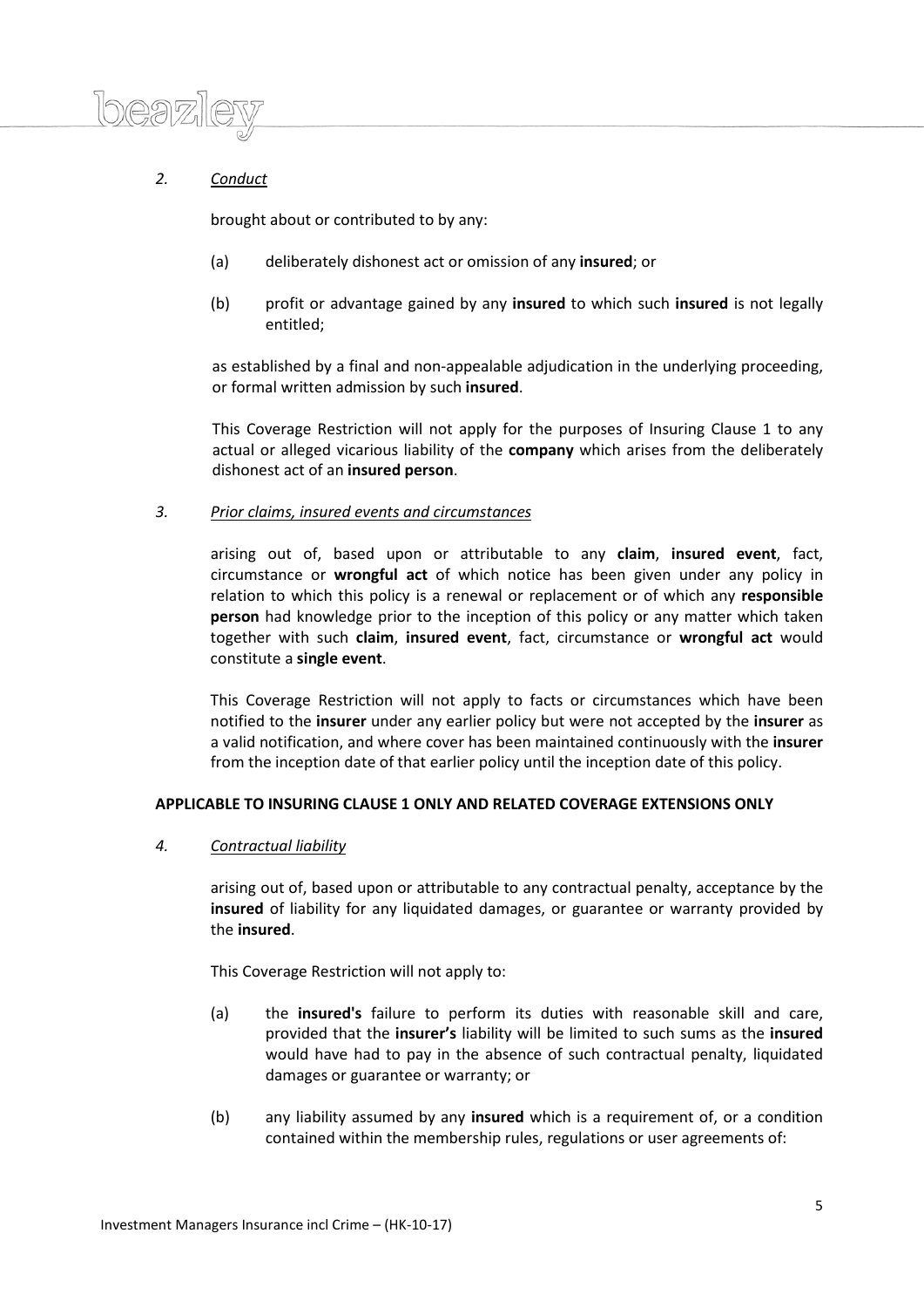*2. Conduct*

brought about or contributed to by any:

(a) deliberately dishonest act or omission of any **insured**; or

(b) profit or advantage gained by any **insured** to which such **insured** is not legally entitled;

as established by a final and non-appealable adjudication in the underlying proceeding, or formal written admission by such **insured**.

This Coverage Restriction will not apply for the purposes of Insuring Clause 1 to any actual or alleged vicarious liability of the **company** which arises from the deliberately dishonest act of an **insured person**.

*3. Prior claims, insured events and circumstances*

arising out of, based upon or attributable to any **claim**, **insured event**, fact, circumstance or **wrongful act** of which notice has been given under any policy in relation to which this policy is a renewal or replacement or of which any **responsible person** had knowledge prior to the inception of this policy or any matter which taken together with such **claim**, **insured event**, fact, circumstance or **wrongful act** would constitute a **single event**.

This Coverage Restriction will not apply to facts or circumstances which have been notified to the **insurer** under any earlier policy but were not accepted by the **insurer** as a valid notification, and where cover has been maintained continuously with the **insurer** from the inception date of that earlier policy until the inception date of this policy.

**APPLICABLE TO INSURING CLAUSE 1 ONLY AND RELATED COVERAGE EXTENSIONS ONLY**

*4. Contractual liability*

arising out of, based upon or attributable to any contractual penalty, acceptance by the **insured** of liability for any liquidated damages, or guarantee or warranty provided by the **insured**.

This Coverage Restriction will not apply to:

(a) the **insured's** failure to perform its duties with reasonable skill and care, provided that the **insurer's** liability will be limited to such sums as the **insured** would have had to pay in the absence of such contractual penalty, liquidated damages or guarantee or warranty; or

(b) any liability assumed by any **insured** which is a requirement of, or a condition contained within the membership rules, regulations or user agreements of: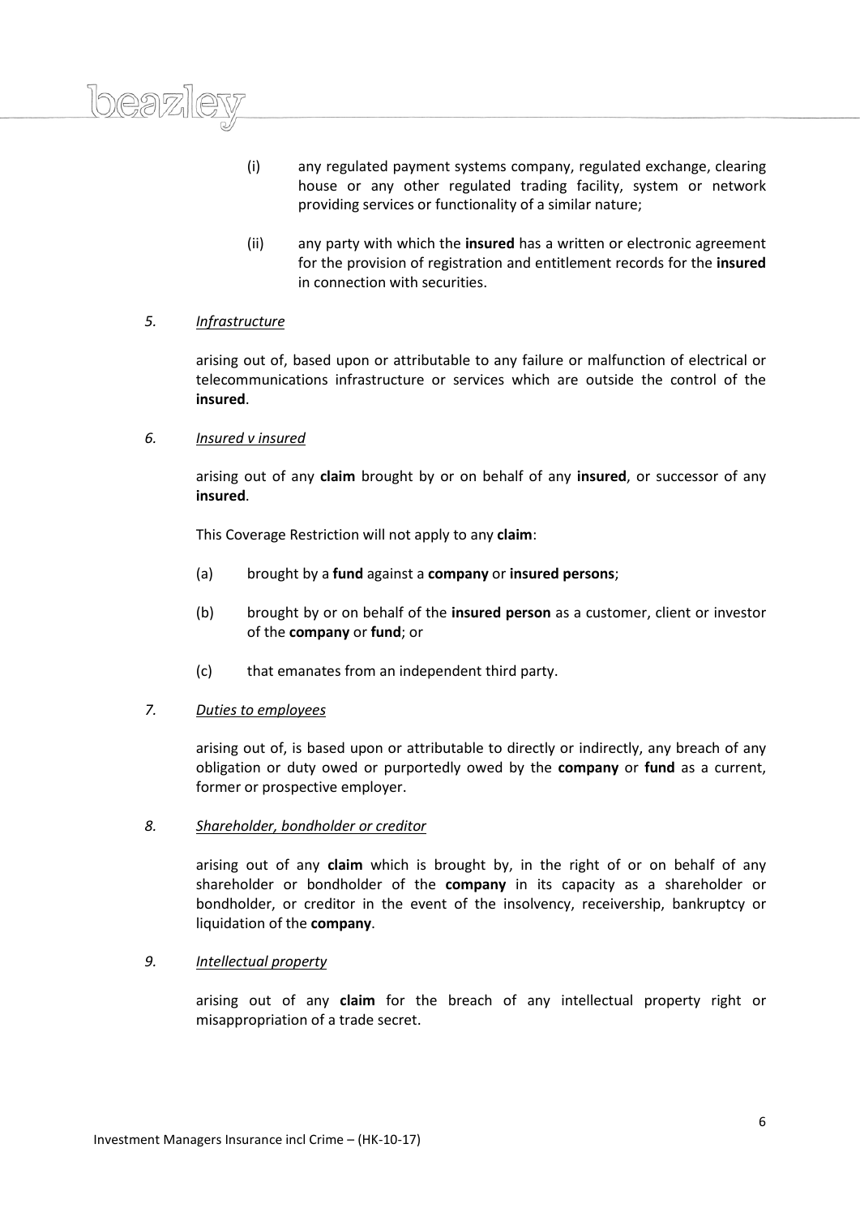(i) any regulated payment systems company, regulated exchange, clearing house or any other regulated trading facility, system or network providing services or functionality of a similar nature;

(ii) any party with which the **insured** has a written or electronic agreement for the provision of registration and entitlement records for the **insured** in connection with securities.

*5.* *Infrastructure*

arising out of, based upon or attributable to any failure or malfunction of electrical or telecommunications infrastructure or services which are outside the control of the **insured**.

*6.* *Insured v insured*

arising out of any **claim** brought by or on behalf of any **insured**, or successor of any **insured**.

This Coverage Restriction will not apply to any **claim**:

(a) brought by a **fund** against a **company** or **insured persons**;

(b) brought by or on behalf of the **insured person** as a customer, client or investor of the **company** or **fund**; or

(c) that emanates from an independent third party.

*7.* *Duties to employees*

arising out of, is based upon or attributable to directly or indirectly, any breach of any obligation or duty owed or purportedly owed by the **company** or **fund** as a current, former or prospective employer.

*8.* *Shareholder, bondholder or creditor*

arising out of any **claim** which is brought by, in the right of or on behalf of any shareholder or bondholder of the **company** in its capacity as a shareholder or bondholder, or creditor in the event of the insolvency, receivership, bankruptcy or liquidation of the **company**.

*9.* *Intellectual property*

arising out of any **claim** for the breach of any intellectual property right or misappropriation of a trade secret.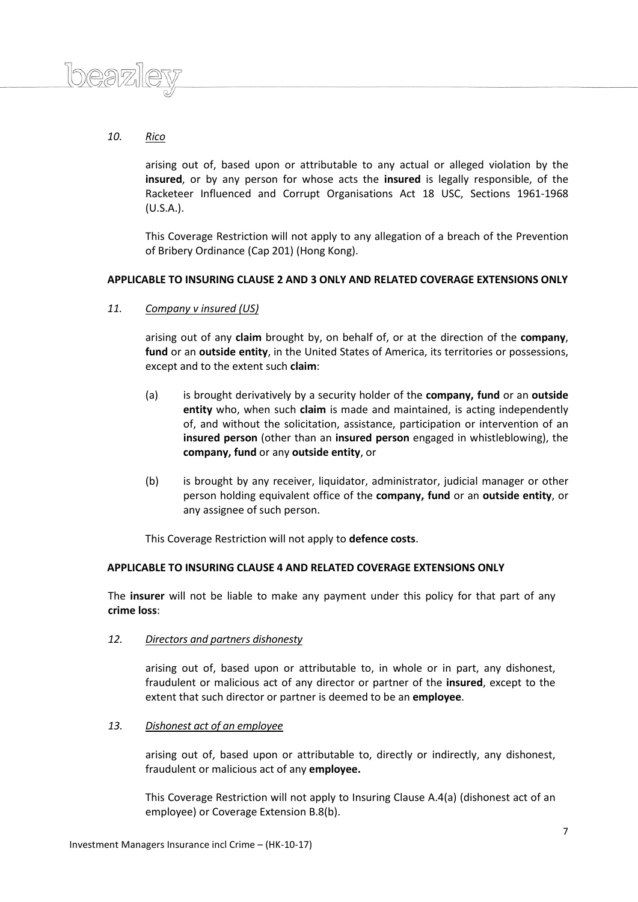*10.* *Rico*

arising out of, based upon or attributable to any actual or alleged violation by the **insured**, or by any person for whose acts the **insured** is legally responsible, of the Racketeer Influenced and Corrupt Organisations Act 18 USC, Sections 1961-1968 (U.S.A.).

This Coverage Restriction will not apply to any allegation of a breach of the Prevention of Bribery Ordinance (Cap 201) (Hong Kong).

**APPLICABLE TO INSURING CLAUSE 2 AND 3 ONLY AND RELATED COVERAGE EXTENSIONS ONLY**

*11.* *Company v insured (US)*

arising out of any **claim** brought by, on behalf of, or at the direction of the **company**, **fund** or an **outside entity**, in the United States of America, its territories or possessions, except and to the extent such **claim**:

(a) is brought derivatively by a security holder of the **company, fund** or an **outside entity** who, when such **claim** is made and maintained, is acting independently of, and without the solicitation, assistance, participation or intervention of an **insured person** (other than an **insured person** engaged in whistleblowing), the **company, fund** or any **outside entity**, or

(b) is brought by any receiver, liquidator, administrator, judicial manager or other person holding equivalent office of the **company, fund** or an **outside entity**, or any assignee of such person.

This Coverage Restriction will not apply to **defence costs**.

**APPLICABLE TO INSURING CLAUSE 4 AND RELATED COVERAGE EXTENSIONS ONLY**

The **insurer** will not be liable to make any payment under this policy for that part of any **crime loss**:

*12.* *Directors and partners dishonesty*

arising out of, based upon or attributable to, in whole or in part, any dishonest, fraudulent or malicious act of any director or partner of the **insured**, except to the extent that such director or partner is deemed to be an **employee**.

*13.* *Dishonest act of an employee*

arising out of, based upon or attributable to, directly or indirectly, any dishonest, fraudulent or malicious act of any **employee.**

This Coverage Restriction will not apply to Insuring Clause A.4(a) (dishonest act of an employee) or Coverage Extension B.8(b).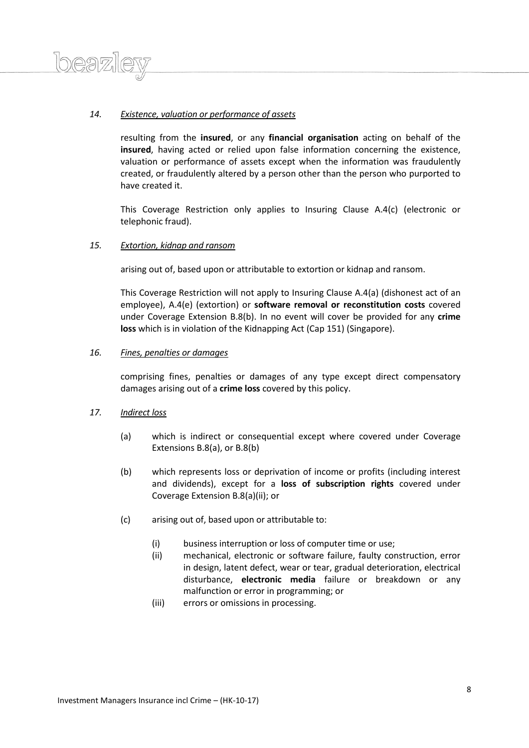*14. Existence, valuation or performance of assets*

resulting from the **insured**, or any **financial organisation** acting on behalf of the **insured**, having acted or relied upon false information concerning the existence, valuation or performance of assets except when the information was fraudulently created, or fraudulently altered by a person other than the person who purported to have created it.

This Coverage Restriction only applies to Insuring Clause A.4(c) (electronic or telephonic fraud).

*15. Extortion, kidnap and ransom*

arising out of, based upon or attributable to extortion or kidnap and ransom.

This Coverage Restriction will not apply to Insuring Clause A.4(a) (dishonest act of an employee), A.4(e) (extortion) or **software removal or reconstitution costs** covered under Coverage Extension B.8(b). In no event will cover be provided for any **crime loss** which is in violation of the Kidnapping Act (Cap 151) (Singapore).

*16. Fines, penalties or damages*

comprising fines, penalties or damages of any type except direct compensatory damages arising out of a **crime loss** covered by this policy.

*17. Indirect loss*

(a) which is indirect or consequential except where covered under Coverage Extensions B.8(a), or B.8(b)

(b) which represents loss or deprivation of income or profits (including interest and dividends), except for a **loss of subscription rights** covered under Coverage Extension B.8(a)(ii); or

(c) arising out of, based upon or attributable to:

- (i) business interruption or loss of computer time or use;
- (ii) mechanical, electronic or software failure, faulty construction, error in design, latent defect, wear or tear, gradual deterioration, electrical disturbance, **electronic media** failure or breakdown or any malfunction or error in programming; or
- (iii) errors or omissions in processing.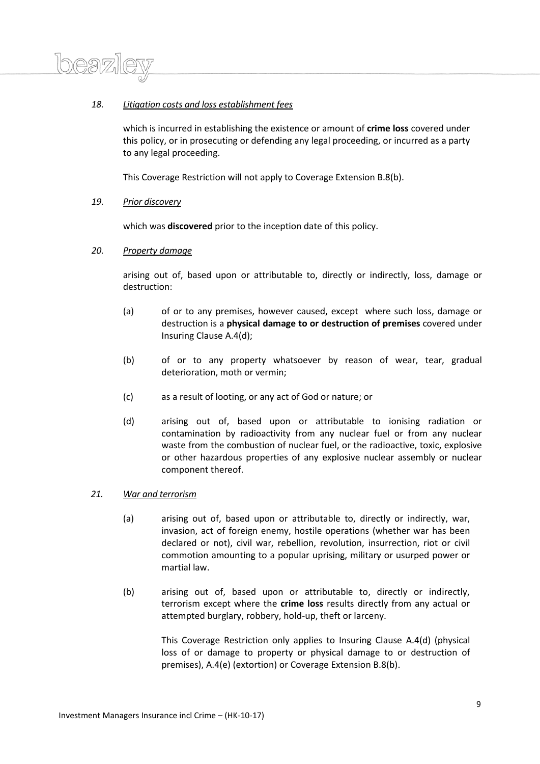*18. Litigation costs and loss establishment fees*

which is incurred in establishing the existence or amount of **crime loss** covered under this policy, or in prosecuting or defending any legal proceeding, or incurred as a party to any legal proceeding.

This Coverage Restriction will not apply to Coverage Extension B.8(b).

*19. Prior discovery*

which was **discovered** prior to the inception date of this policy.

*20. Property damage*

arising out of, based upon or attributable to, directly or indirectly, loss, damage or destruction:

(a) of or to any premises, however caused, except where such loss, damage or destruction is a **physical damage to or destruction of premises** covered under Insuring Clause A.4(d);

(b) of or to any property whatsoever by reason of wear, tear, gradual deterioration, moth or vermin;

(c) as a result of looting, or any act of God or nature; or

(d) arising out of, based upon or attributable to ionising radiation or contamination by radioactivity from any nuclear fuel or from any nuclear waste from the combustion of nuclear fuel, or the radioactive, toxic, explosive or other hazardous properties of any explosive nuclear assembly or nuclear component thereof.

*21. War and terrorism*

(a) arising out of, based upon or attributable to, directly or indirectly, war, invasion, act of foreign enemy, hostile operations (whether war has been declared or not), civil war, rebellion, revolution, insurrection, riot or civil commotion amounting to a popular uprising, military or usurped power or martial law.

(b) arising out of, based upon or attributable to, directly or indirectly, terrorism except where the **crime loss** results directly from any actual or attempted burglary, robbery, hold-up, theft or larceny.

This Coverage Restriction only applies to Insuring Clause A.4(d) (physical loss of or damage to property or physical damage to or destruction of premises), A.4(e) (extortion) or Coverage Extension B.8(b).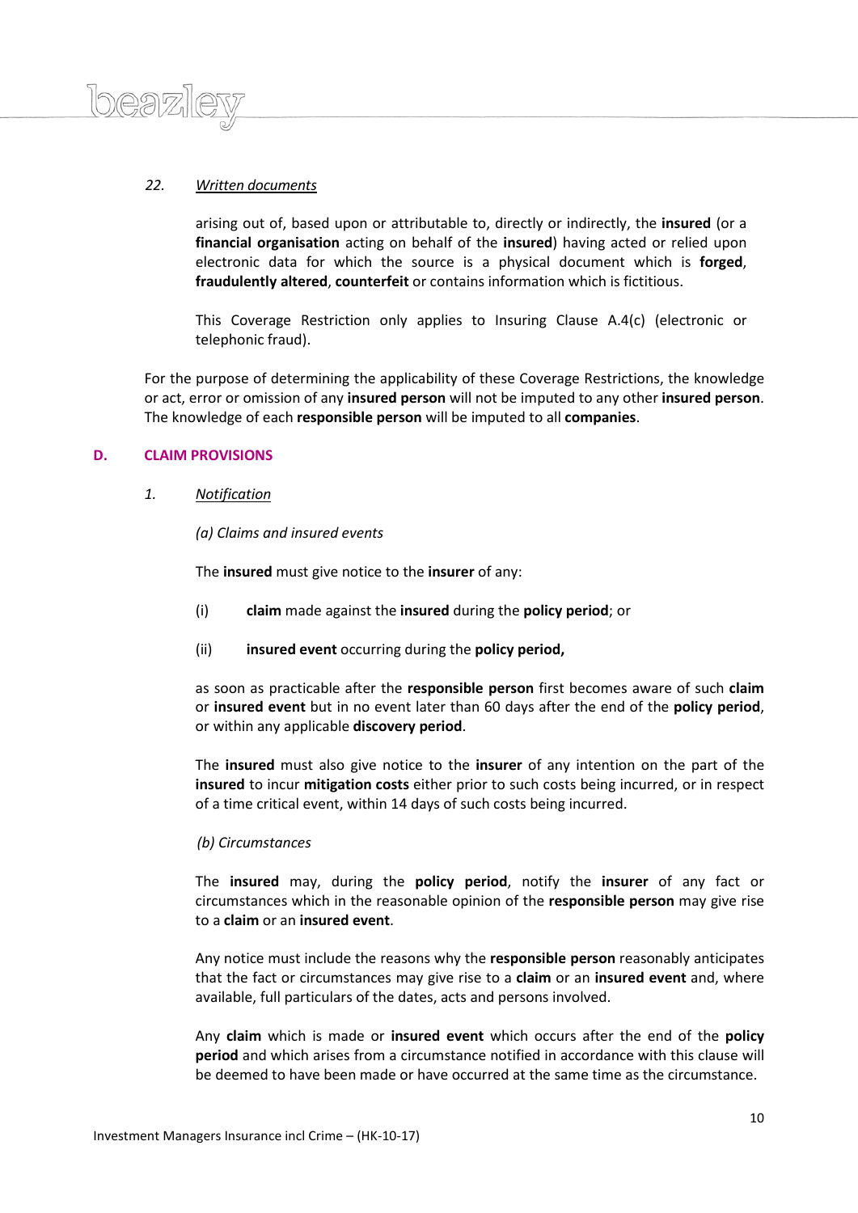*22. Written documents*

arising out of, based upon or attributable to, directly or indirectly, the **insured** (or a **financial organisation** acting on behalf of the **insured**) having acted or relied upon electronic data for which the source is a physical document which is **forged**, **fraudulently altered**, **counterfeit** or contains information which is fictitious.

This Coverage Restriction only applies to Insuring Clause A.4(c) (electronic or telephonic fraud).

For the purpose of determining the applicability of these Coverage Restrictions, the knowledge or act, error or omission of any **insured person** will not be imputed to any other **insured person**. The knowledge of each **responsible person** will be imputed to all **companies**.

## D. CLAIM PROVISIONS

*1. Notification*

*(a) Claims and insured events*

The **insured** must give notice to the **insurer** of any:

(i) **claim** made against the **insured** during the **policy period**; or

(ii) **insured event** occurring during the **policy period,**

as soon as practicable after the **responsible person** first becomes aware of such **claim** or **insured event** but in no event later than 60 days after the end of the **policy period**, or within any applicable **discovery period**.

The **insured** must also give notice to the **insurer** of any intention on the part of the **insured** to incur **mitigation costs** either prior to such costs being incurred, or in respect of a time critical event, within 14 days of such costs being incurred.

*(b) Circumstances*

The **insured** may, during the **policy period**, notify the **insurer** of any fact or circumstances which in the reasonable opinion of the **responsible person** may give rise to a **claim** or an **insured event**.

Any notice must include the reasons why the **responsible person** reasonably anticipates that the fact or circumstances may give rise to a **claim** or an **insured event** and, where available, full particulars of the dates, acts and persons involved.

Any **claim** which is made or **insured event** which occurs after the end of the **policy period** and which arises from a circumstance notified in accordance with this clause will be deemed to have been made or have occurred at the same time as the circumstance.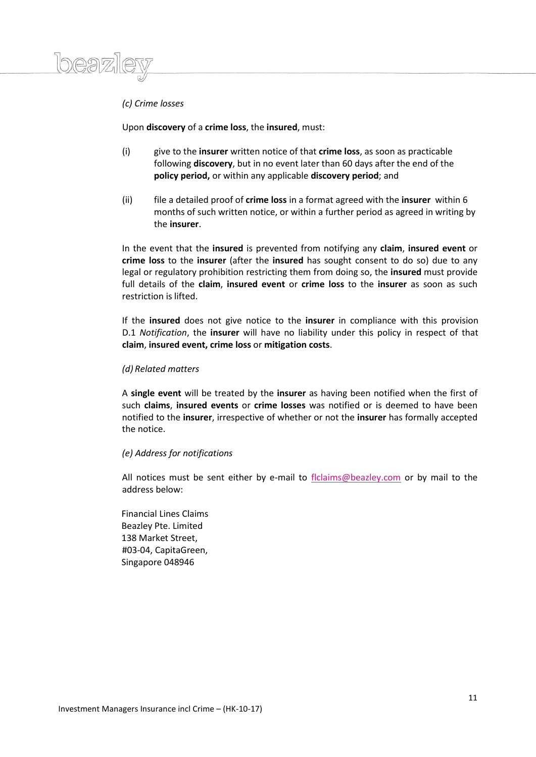*(c) Crime losses*

Upon **discovery** of a **crime loss**, the **insured**, must:

(i) give to the **insurer** written notice of that **crime loss**, as soon as practicable following **discovery**, but in no event later than 60 days after the end of the **policy period,** or within any applicable **discovery period**; and

(ii) file a detailed proof of **crime loss** in a format agreed with the **insurer** within 6 months of such written notice, or within a further period as agreed in writing by the **insurer**.

In the event that the **insured** is prevented from notifying any **claim**, **insured event** or **crime loss** to the **insurer** (after the **insured** has sought consent to do so) due to any legal or regulatory prohibition restricting them from doing so, the **insured** must provide full details of the **claim**, **insured event** or **crime loss** to the **insurer** as soon as such restriction is lifted.

If the **insured** does not give notice to the **insurer** in compliance with this provision D.1 *Notification*, the **insurer** will have no liability under this policy in respect of that **claim**, **insured event, crime loss** or **mitigation costs**.

*(d) Related matters*

A **single event** will be treated by the **insurer** as having been notified when the first of such **claims**, **insured events** or **crime losses** was notified or is deemed to have been notified to the **insurer**, irrespective of whether or not the **insurer** has formally accepted the notice.

*(e) Address for notifications*

All notices must be sent either by e-mail to flclaims@beazley.com or by mail to the address below:

Financial Lines Claims  
Beazley Pte. Limited  
138 Market Street,  
#03-04, CapitaGreen,  
Singapore 048946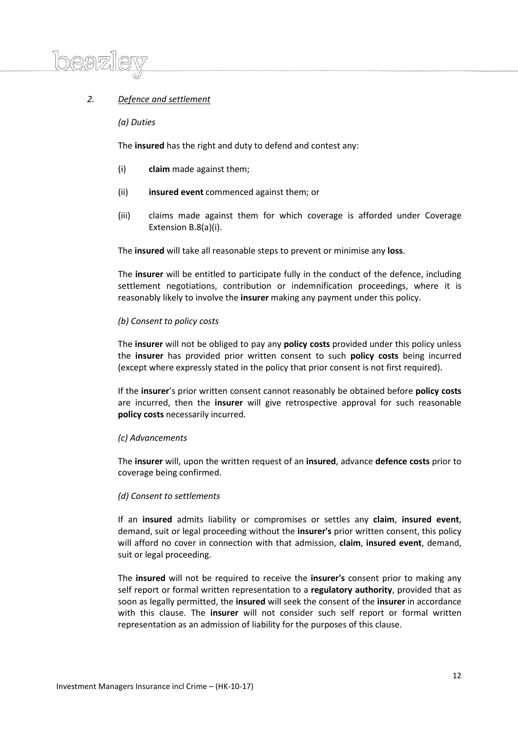## 2. *Defence and settlement*

*(a) Duties*

The **insured** has the right and duty to defend and contest any:

(i) **claim** made against them;

(ii) **insured event** commenced against them; or

(iii) claims made against them for which coverage is afforded under Coverage Extension B.8(a)(i).

The **insured** will take all reasonable steps to prevent or minimise any **loss**.

The **insurer** will be entitled to participate fully in the conduct of the defence, including settlement negotiations, contribution or indemnification proceedings, where it is reasonably likely to involve the **insurer** making any payment under this policy.

*(b) Consent to policy costs*

The **insurer** will not be obliged to pay any **policy costs** provided under this policy unless the **insurer** has provided prior written consent to such **policy costs** being incurred (except where expressly stated in the policy that prior consent is not first required).

If the **insurer**'s prior written consent cannot reasonably be obtained before **policy costs** are incurred, then the **insurer** will give retrospective approval for such reasonable **policy costs** necessarily incurred.

*(c) Advancements*

The **insurer** will, upon the written request of an **insured**, advance **defence costs** prior to coverage being confirmed.

*(d) Consent to settlements*

If an **insured** admits liability or compromises or settles any **claim**, **insured event**, demand, suit or legal proceeding without the **insurer's** prior written consent, this policy will afford no cover in connection with that admission, **claim**, **insured event**, demand, suit or legal proceeding.

The **insured** will not be required to receive the **insurer's** consent prior to making any self report or formal written representation to a **regulatory authority**, provided that as soon as legally permitted, the **insured** will seek the consent of the **insurer** in accordance with this clause. The **insurer** will not consider such self report or formal written representation as an admission of liability for the purposes of this clause.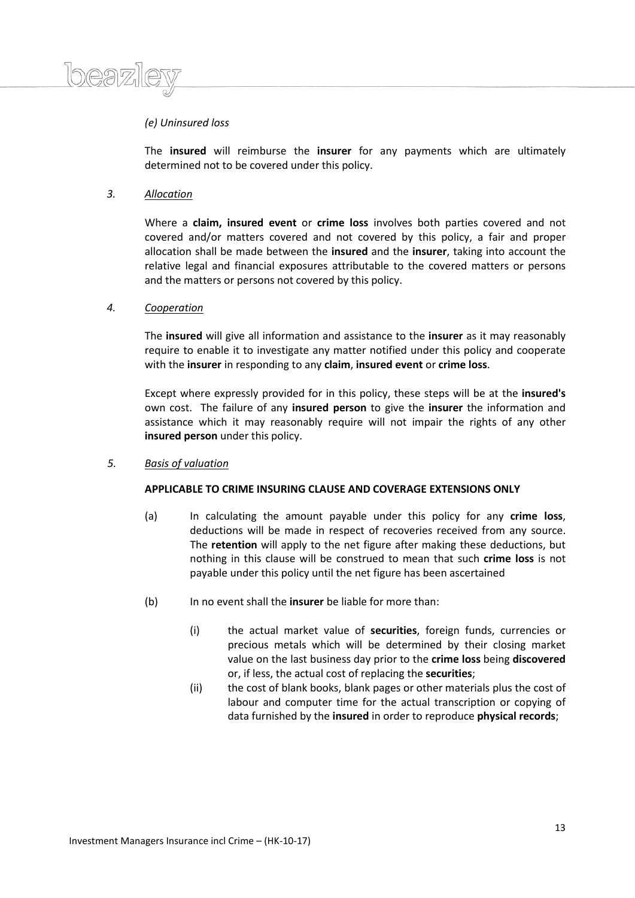*(e) Uninsured loss*

The **insured** will reimburse the **insurer** for any payments which are ultimately determined not to be covered under this policy.

*3. Allocation*

Where a **claim, insured event** or **crime loss** involves both parties covered and not covered and/or matters covered and not covered by this policy, a fair and proper allocation shall be made between the **insured** and the **insurer**, taking into account the relative legal and financial exposures attributable to the covered matters or persons and the matters or persons not covered by this policy.

*4. Cooperation*

The **insured** will give all information and assistance to the **insurer** as it may reasonably require to enable it to investigate any matter notified under this policy and cooperate with the **insurer** in responding to any **claim**, **insured event** or **crime loss**.

Except where expressly provided for in this policy, these steps will be at the **insured's** own cost. The failure of any **insured person** to give the **insurer** the information and assistance which it may reasonably require will not impair the rights of any other **insured person** under this policy.

*5. Basis of valuation*

**APPLICABLE TO CRIME INSURING CLAUSE AND COVERAGE EXTENSIONS ONLY**

(a) In calculating the amount payable under this policy for any **crime loss**, deductions will be made in respect of recoveries received from any source. The **retention** will apply to the net figure after making these deductions, but nothing in this clause will be construed to mean that such **crime loss** is not payable under this policy until the net figure has been ascertained

(b) In no event shall the **insurer** be liable for more than:

(i) the actual market value of **securities**, foreign funds, currencies or precious metals which will be determined by their closing market value on the last business day prior to the **crime loss** being **discovered** or, if less, the actual cost of replacing the **securities**;

(ii) the cost of blank books, blank pages or other materials plus the cost of labour and computer time for the actual transcription or copying of data furnished by the **insured** in order to reproduce **physical records**;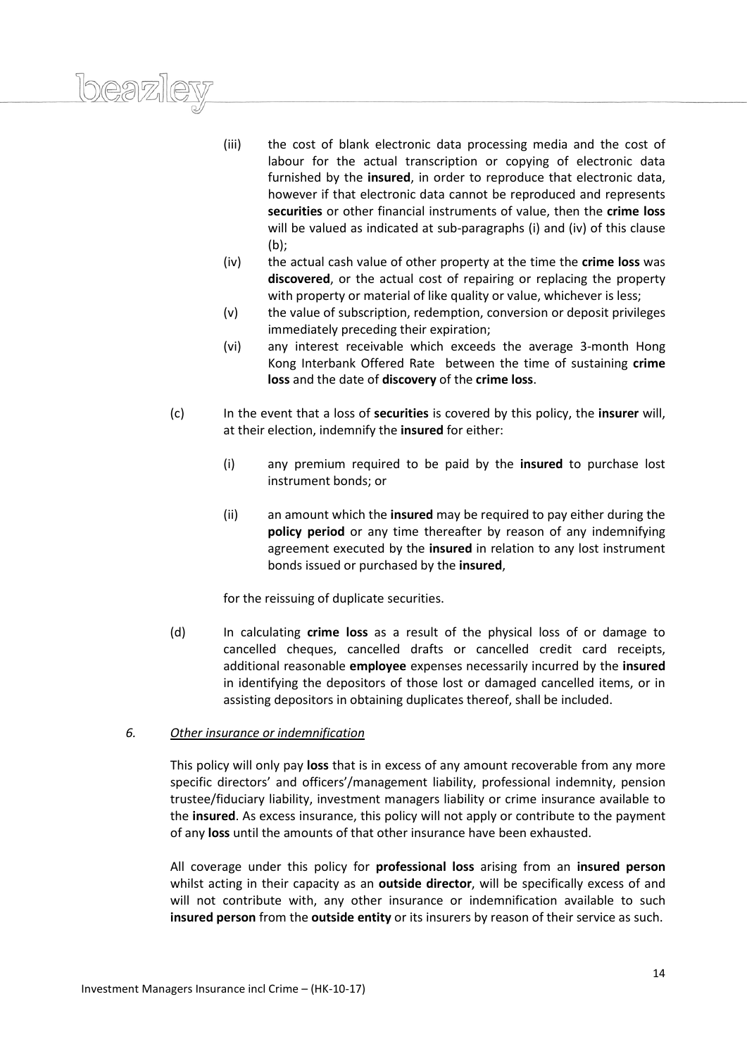(iii) the cost of blank electronic data processing media and the cost of labour for the actual transcription or copying of electronic data furnished by the **insured**, in order to reproduce that electronic data, however if that electronic data cannot be reproduced and represents **securities** or other financial instruments of value, then the **crime loss** will be valued as indicated at sub-paragraphs (i) and (iv) of this clause (b);

(iv) the actual cash value of other property at the time the **crime loss** was **discovered**, or the actual cost of repairing or replacing the property with property or material of like quality or value, whichever is less;

(v) the value of subscription, redemption, conversion or deposit privileges immediately preceding their expiration;

(vi) any interest receivable which exceeds the average 3-month Hong Kong Interbank Offered Rate between the time of sustaining **crime loss** and the date of **discovery** of the **crime loss**.

(c) In the event that a loss of **securities** is covered by this policy, the **insurer** will, at their election, indemnify the **insured** for either:

(i) any premium required to be paid by the **insured** to purchase lost instrument bonds; or

(ii) an amount which the **insured** may be required to pay either during the **policy period** or any time thereafter by reason of any indemnifying agreement executed by the **insured** in relation to any lost instrument bonds issued or purchased by the **insured**,

for the reissuing of duplicate securities.

(d) In calculating **crime loss** as a result of the physical loss of or damage to cancelled cheques, cancelled drafts or cancelled credit card receipts, additional reasonable **employee** expenses necessarily incurred by the **insured** in identifying the depositors of those lost or damaged cancelled items, or in assisting depositors in obtaining duplicates thereof, shall be included.

*6. <u>Other insurance or indemnification</u>*

This policy will only pay **loss** that is in excess of any amount recoverable from any more specific directors' and officers'/management liability, professional indemnity, pension trustee/fiduciary liability, investment managers liability or crime insurance available to the **insured**. As excess insurance, this policy will not apply or contribute to the payment of any **loss** until the amounts of that other insurance have been exhausted.

All coverage under this policy for **professional loss** arising from an **insured person** whilst acting in their capacity as an **outside director**, will be specifically excess of and will not contribute with, any other insurance or indemnification available to such **insured person** from the **outside entity** or its insurers by reason of their service as such.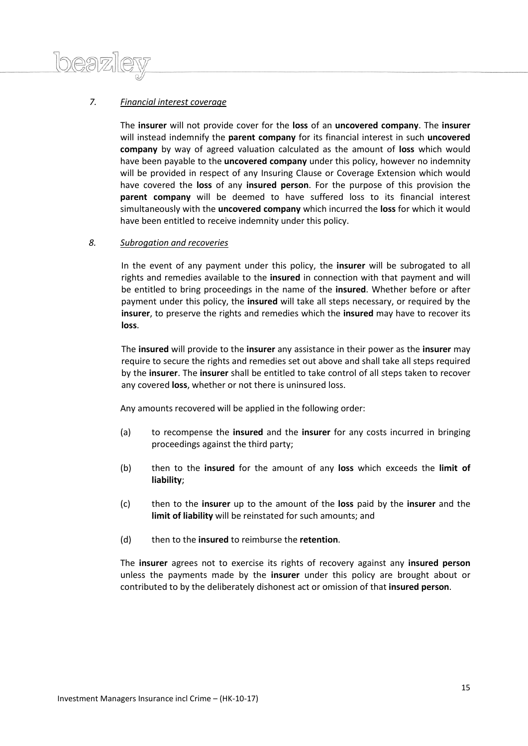*7. Financial interest coverage*

The **insurer** will not provide cover for the **loss** of an **uncovered company**. The **insurer** will instead indemnify the **parent company** for its financial interest in such **uncovered company** by way of agreed valuation calculated as the amount of **loss** which would have been payable to the **uncovered company** under this policy, however no indemnity will be provided in respect of any Insuring Clause or Coverage Extension which would have covered the **loss** of any **insured person**. For the purpose of this provision the **parent company** will be deemed to have suffered loss to its financial interest simultaneously with the **uncovered company** which incurred the **loss** for which it would have been entitled to receive indemnity under this policy.

*8. Subrogation and recoveries*

In the event of any payment under this policy, the **insurer** will be subrogated to all rights and remedies available to the **insured** in connection with that payment and will be entitled to bring proceedings in the name of the **insured**. Whether before or after payment under this policy, the **insured** will take all steps necessary, or required by the **insurer**, to preserve the rights and remedies which the **insured** may have to recover its **loss**.

The **insured** will provide to the **insurer** any assistance in their power as the **insurer** may require to secure the rights and remedies set out above and shall take all steps required by the **insurer**. The **insurer** shall be entitled to take control of all steps taken to recover any covered **loss**, whether or not there is uninsured loss.

Any amounts recovered will be applied in the following order:

(a) to recompense the **insured** and the **insurer** for any costs incurred in bringing proceedings against the third party;

(b) then to the **insured** for the amount of any **loss** which exceeds the **limit of liability**;

(c) then to the **insurer** up to the amount of the **loss** paid by the **insurer** and the **limit of liability** will be reinstated for such amounts; and

(d) then to the **insured** to reimburse the **retention**.

The **insurer** agrees not to exercise its rights of recovery against any **insured person** unless the payments made by the **insurer** under this policy are brought about or contributed to by the deliberately dishonest act or omission of that **insured person**.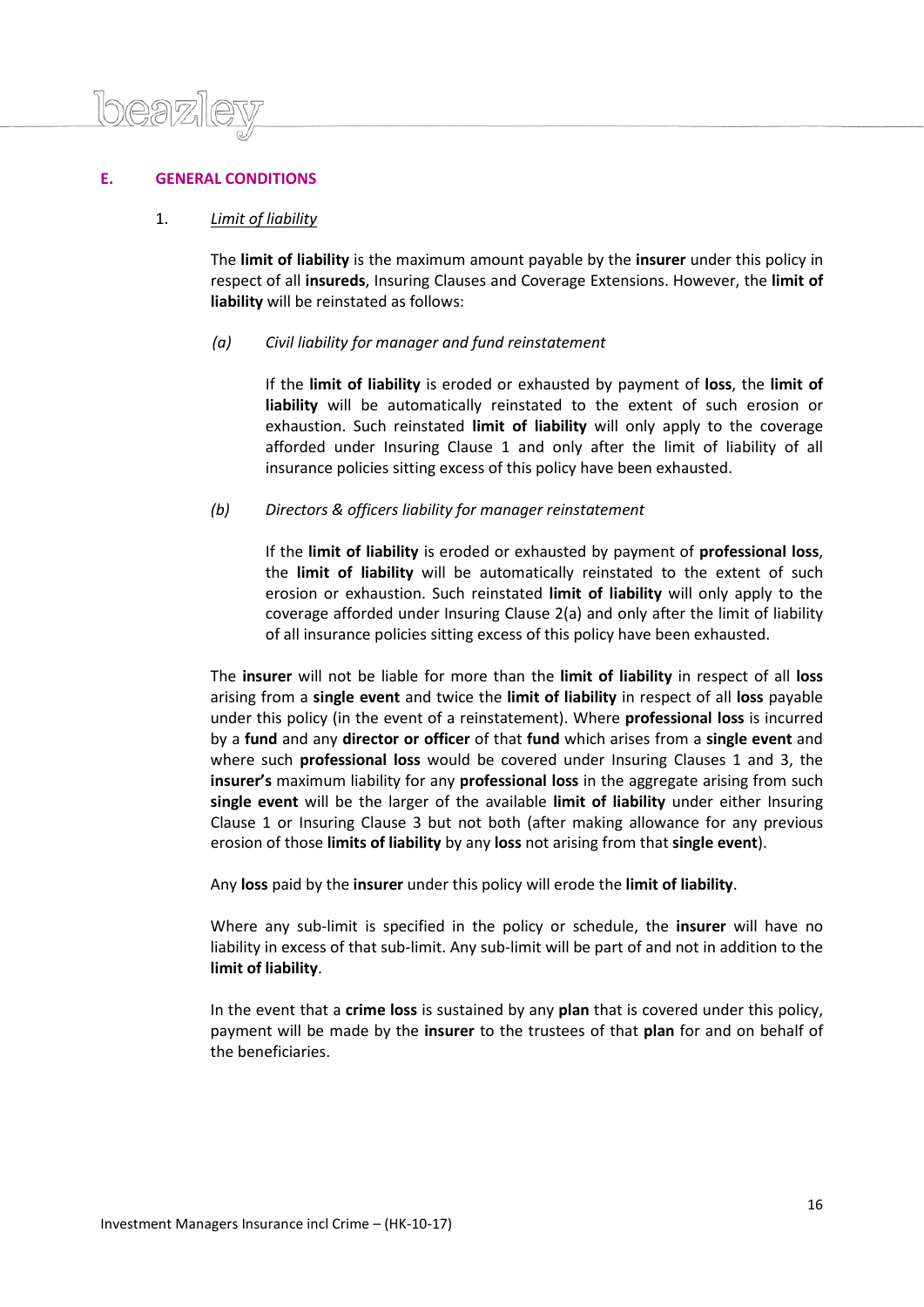## E. GENERAL CONDITIONS

1. *Limit of liability*

The **limit of liability** is the maximum amount payable by the **insurer** under this policy in respect of all **insureds**, Insuring Clauses and Coverage Extensions. However, the **limit of liability** will be reinstated as follows:

*(a) Civil liability for manager and fund reinstatement*

If the **limit of liability** is eroded or exhausted by payment of **loss**, the **limit of liability** will be automatically reinstated to the extent of such erosion or exhaustion. Such reinstated **limit of liability** will only apply to the coverage afforded under Insuring Clause 1 and only after the limit of liability of all insurance policies sitting excess of this policy have been exhausted.

*(b) Directors & officers liability for manager reinstatement*

If the **limit of liability** is eroded or exhausted by payment of **professional loss**, the **limit of liability** will be automatically reinstated to the extent of such erosion or exhaustion. Such reinstated **limit of liability** will only apply to the coverage afforded under Insuring Clause 2(a) and only after the limit of liability of all insurance policies sitting excess of this policy have been exhausted.

The **insurer** will not be liable for more than the **limit of liability** in respect of all **loss** arising from a **single event** and twice the **limit of liability** in respect of all **loss** payable under this policy (in the event of a reinstatement). Where **professional loss** is incurred by a **fund** and any **director or officer** of that **fund** which arises from a **single event** and where such **professional loss** would be covered under Insuring Clauses 1 and 3, the **insurer's** maximum liability for any **professional loss** in the aggregate arising from such **single event** will be the larger of the available **limit of liability** under either Insuring Clause 1 or Insuring Clause 3 but not both (after making allowance for any previous erosion of those **limits of liability** by any **loss** not arising from that **single event**).

Any **loss** paid by the **insurer** under this policy will erode the **limit of liability**.

Where any sub-limit is specified in the policy or schedule, the **insurer** will have no liability in excess of that sub-limit. Any sub-limit will be part of and not in addition to the **limit of liability**.

In the event that a **crime loss** is sustained by any **plan** that is covered under this policy, payment will be made by the **insurer** to the trustees of that **plan** for and on behalf of the beneficiaries.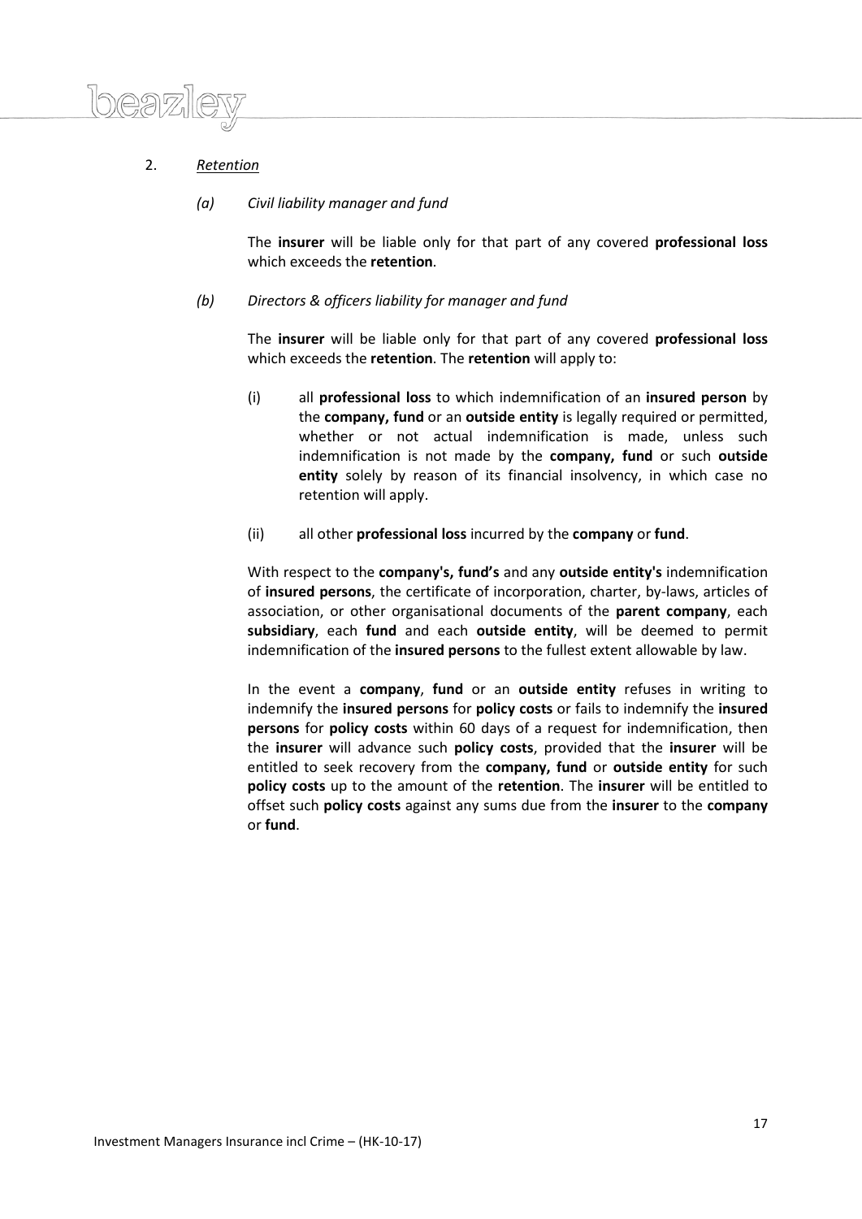2. *Retention*

   *(a) Civil liability manager and fund*

   The **insurer** will be liable only for that part of any covered **professional loss** which exceeds the **retention**.

   *(b) Directors & officers liability for manager and fund*

   The **insurer** will be liable only for that part of any covered **professional loss** which exceeds the **retention**. The **retention** will apply to:

   (i) all **professional loss** to which indemnification of an **insured person** by the **company, fund** or an **outside entity** is legally required or permitted, whether or not actual indemnification is made, unless such indemnification is not made by the **company, fund** or such **outside entity** solely by reason of its financial insolvency, in which case no retention will apply.

   (ii) all other **professional loss** incurred by the **company** or **fund**.

   With respect to the **company's, fund's** and any **outside entity's** indemnification of **insured persons**, the certificate of incorporation, charter, by-laws, articles of association, or other organisational documents of the **parent company**, each **subsidiary**, each **fund** and each **outside entity**, will be deemed to permit indemnification of the **insured persons** to the fullest extent allowable by law.

   In the event a **company**, **fund** or an **outside entity** refuses in writing to indemnify the **insured persons** for **policy costs** or fails to indemnify the **insured persons** for **policy costs** within 60 days of a request for indemnification, then the **insurer** will advance such **policy costs**, provided that the **insurer** will be entitled to seek recovery from the **company, fund** or **outside entity** for such **policy costs** up to the amount of the **retention**. The **insurer** will be entitled to offset such **policy costs** against any sums due from the **insurer** to the **company** or **fund**.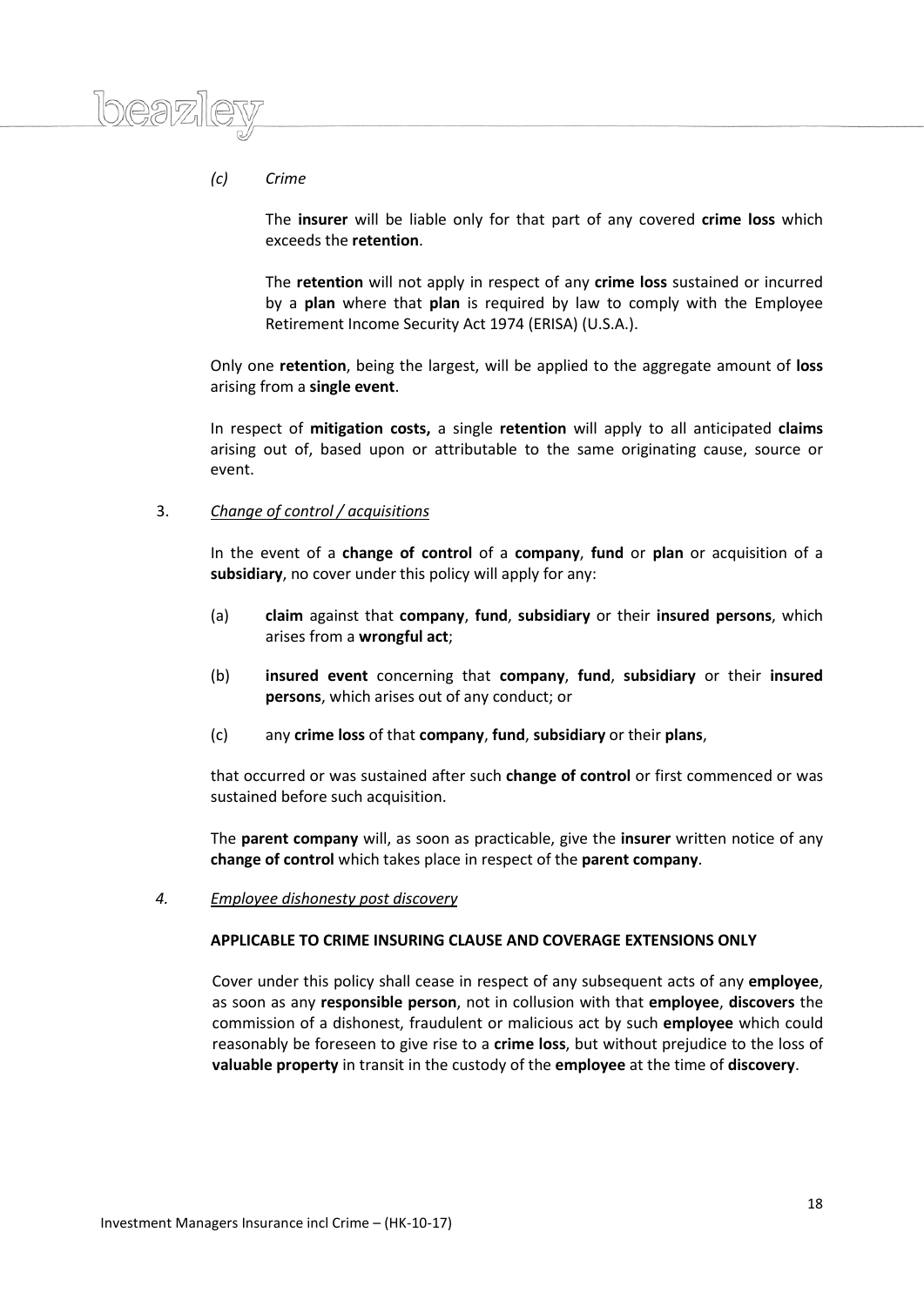*(c)* *Crime*

The **insurer** will be liable only for that part of any covered **crime loss** which exceeds the **retention**.

The **retention** will not apply in respect of any **crime loss** sustained or incurred by a **plan** where that **plan** is required by law to comply with the Employee Retirement Income Security Act 1974 (ERISA) (U.S.A.).

Only one **retention**, being the largest, will be applied to the aggregate amount of **loss** arising from a **single event**.

In respect of **mitigation costs,** a single **retention** will apply to all anticipated **claims** arising out of, based upon or attributable to the same originating cause, source or event.

3. *Change of control / acquisitions*

In the event of a **change of control** of a **company**, **fund** or **plan** or acquisition of a **subsidiary**, no cover under this policy will apply for any:

(a) **claim** against that **company**, **fund**, **subsidiary** or their **insured persons**, which arises from a **wrongful act**;

(b) **insured event** concerning that **company**, **fund**, **subsidiary** or their **insured persons**, which arises out of any conduct; or

(c) any **crime loss** of that **company**, **fund**, **subsidiary** or their **plans**,

that occurred or was sustained after such **change of control** or first commenced or was sustained before such acquisition.

The **parent company** will, as soon as practicable, give the **insurer** written notice of any **change of control** which takes place in respect of the **parent company**.

*4.* *Employee dishonesty post discovery*

**APPLICABLE TO CRIME INSURING CLAUSE AND COVERAGE EXTENSIONS ONLY**

Cover under this policy shall cease in respect of any subsequent acts of any **employee**, as soon as any **responsible person**, not in collusion with that **employee**, **discovers** the commission of a dishonest, fraudulent or malicious act by such **employee** which could reasonably be foreseen to give rise to a **crime loss**, but without prejudice to the loss of **valuable property** in transit in the custody of the **employee** at the time of **discovery**.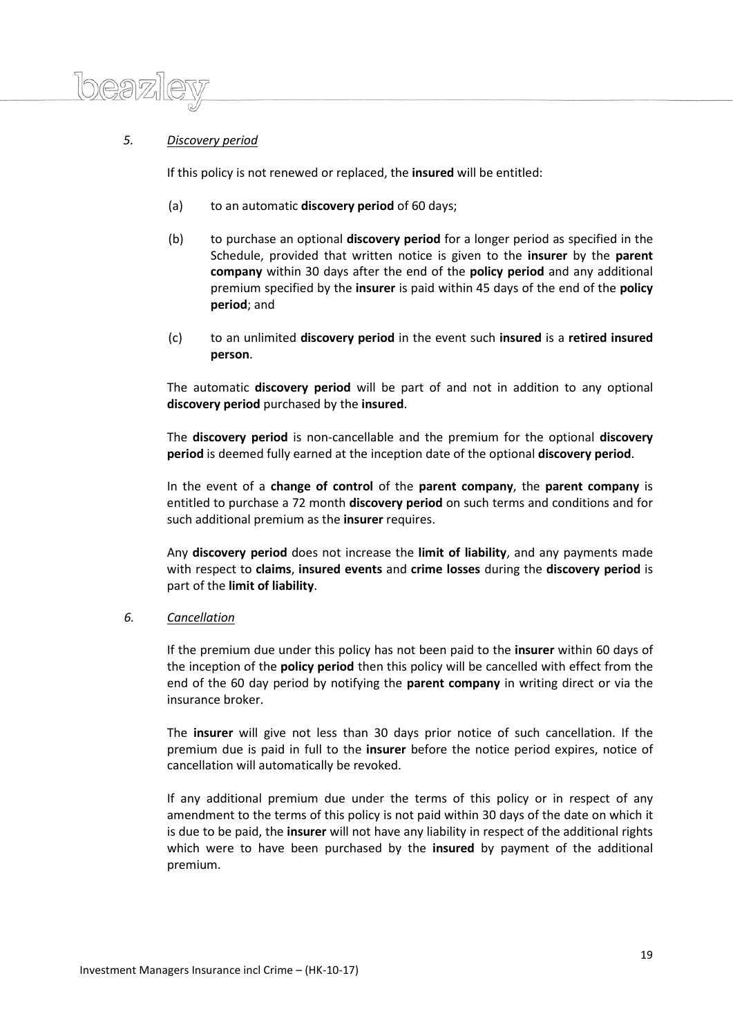*5.* *Discovery period*

If this policy is not renewed or replaced, the **insured** will be entitled:

(a) to an automatic **discovery period** of 60 days;

(b) to purchase an optional **discovery period** for a longer period as specified in the Schedule, provided that written notice is given to the **insurer** by the **parent company** within 30 days after the end of the **policy period** and any additional premium specified by the **insurer** is paid within 45 days of the end of the **policy period**; and

(c) to an unlimited **discovery period** in the event such **insured** is a **retired insured person**.

The automatic **discovery period** will be part of and not in addition to any optional **discovery period** purchased by the **insured**.

The **discovery period** is non-cancellable and the premium for the optional **discovery period** is deemed fully earned at the inception date of the optional **discovery period**.

In the event of a **change of control** of the **parent company**, the **parent company** is entitled to purchase a 72 month **discovery period** on such terms and conditions and for such additional premium as the **insurer** requires.

Any **discovery period** does not increase the **limit of liability**, and any payments made with respect to **claims**, **insured events** and **crime losses** during the **discovery period** is part of the **limit of liability**.

*6.* *Cancellation*

If the premium due under this policy has not been paid to the **insurer** within 60 days of the inception of the **policy period** then this policy will be cancelled with effect from the end of the 60 day period by notifying the **parent company** in writing direct or via the insurance broker.

The **insurer** will give not less than 30 days prior notice of such cancellation. If the premium due is paid in full to the **insurer** before the notice period expires, notice of cancellation will automatically be revoked.

If any additional premium due under the terms of this policy or in respect of any amendment to the terms of this policy is not paid within 30 days of the date on which it is due to be paid, the **insurer** will not have any liability in respect of the additional rights which were to have been purchased by the **insured** by payment of the additional premium.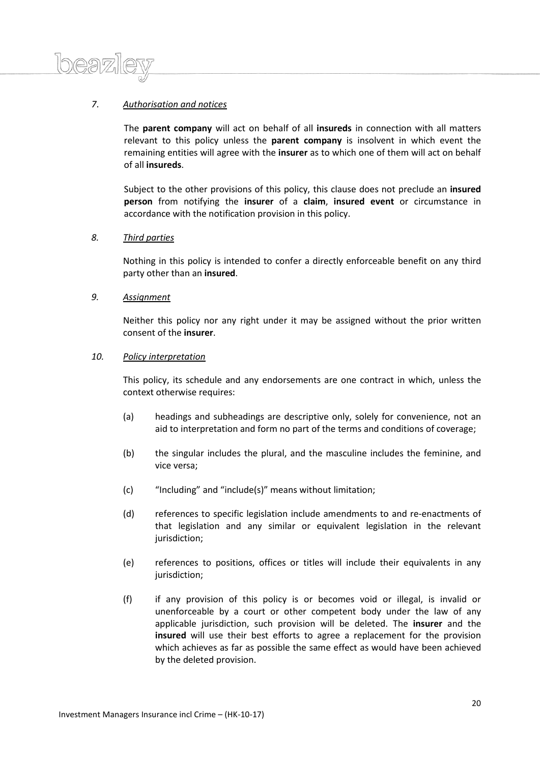*7. Authorisation and notices*

The **parent company** will act on behalf of all **insureds** in connection with all matters relevant to this policy unless the **parent company** is insolvent in which event the remaining entities will agree with the **insurer** as to which one of them will act on behalf of all **insureds**.

Subject to the other provisions of this policy, this clause does not preclude an **insured person** from notifying the **insurer** of a **claim**, **insured event** or circumstance in accordance with the notification provision in this policy.

*8. Third parties*

Nothing in this policy is intended to confer a directly enforceable benefit on any third party other than an **insured**.

*9. Assignment*

Neither this policy nor any right under it may be assigned without the prior written consent of the **insurer**.

*10. Policy interpretation*

This policy, its schedule and any endorsements are one contract in which, unless the context otherwise requires:

(a) headings and subheadings are descriptive only, solely for convenience, not an aid to interpretation and form no part of the terms and conditions of coverage;

(b) the singular includes the plural, and the masculine includes the feminine, and vice versa;

(c) "Including" and "include(s)" means without limitation;

(d) references to specific legislation include amendments to and re-enactments of that legislation and any similar or equivalent legislation in the relevant jurisdiction;

(e) references to positions, offices or titles will include their equivalents in any jurisdiction;

(f) if any provision of this policy is or becomes void or illegal, is invalid or unenforceable by a court or other competent body under the law of any applicable jurisdiction, such provision will be deleted. The **insurer** and the **insured** will use their best efforts to agree a replacement for the provision which achieves as far as possible the same effect as would have been achieved by the deleted provision.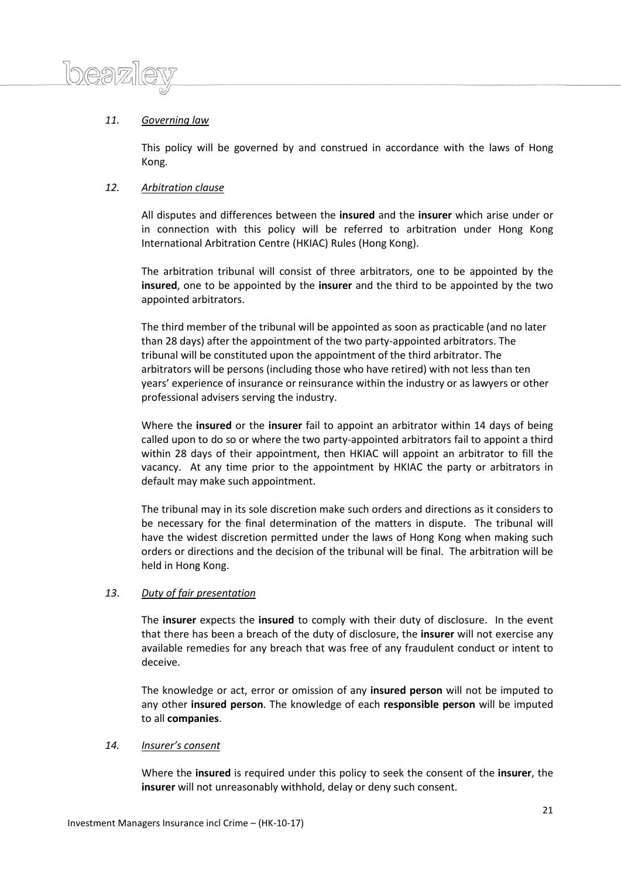*11.* *Governing law*

This policy will be governed by and construed in accordance with the laws of Hong Kong.

*12.* *Arbitration clause*

All disputes and differences between the **insured** and the **insurer** which arise under or in connection with this policy will be referred to arbitration under Hong Kong International Arbitration Centre (HKIAC) Rules (Hong Kong).

The arbitration tribunal will consist of three arbitrators, one to be appointed by the **insured**, one to be appointed by the **insurer** and the third to be appointed by the two appointed arbitrators.

The third member of the tribunal will be appointed as soon as practicable (and no later than 28 days) after the appointment of the two party-appointed arbitrators. The tribunal will be constituted upon the appointment of the third arbitrator. The arbitrators will be persons (including those who have retired) with not less than ten years' experience of insurance or reinsurance within the industry or as lawyers or other professional advisers serving the industry.

Where the **insured** or the **insurer** fail to appoint an arbitrator within 14 days of being called upon to do so or where the two party-appointed arbitrators fail to appoint a third within 28 days of their appointment, then HKIAC will appoint an arbitrator to fill the vacancy. At any time prior to the appointment by HKIAC the party or arbitrators in default may make such appointment.

The tribunal may in its sole discretion make such orders and directions as it considers to be necessary for the final determination of the matters in dispute. The tribunal will have the widest discretion permitted under the laws of Hong Kong when making such orders or directions and the decision of the tribunal will be final. The arbitration will be held in Hong Kong.

*13*. *Duty of fair presentation*

The **insurer** expects the **insured** to comply with their duty of disclosure. In the event that there has been a breach of the duty of disclosure, the **insurer** will not exercise any available remedies for any breach that was free of any fraudulent conduct or intent to deceive.

The knowledge or act, error or omission of any **insured person** will not be imputed to any other **insured person**. The knowledge of each **responsible person** will be imputed to all **companies**.

*14.* *Insurer's consent*

Where the **insured** is required under this policy to seek the consent of the **insurer**, the **insurer** will not unreasonably withhold, delay or deny such consent.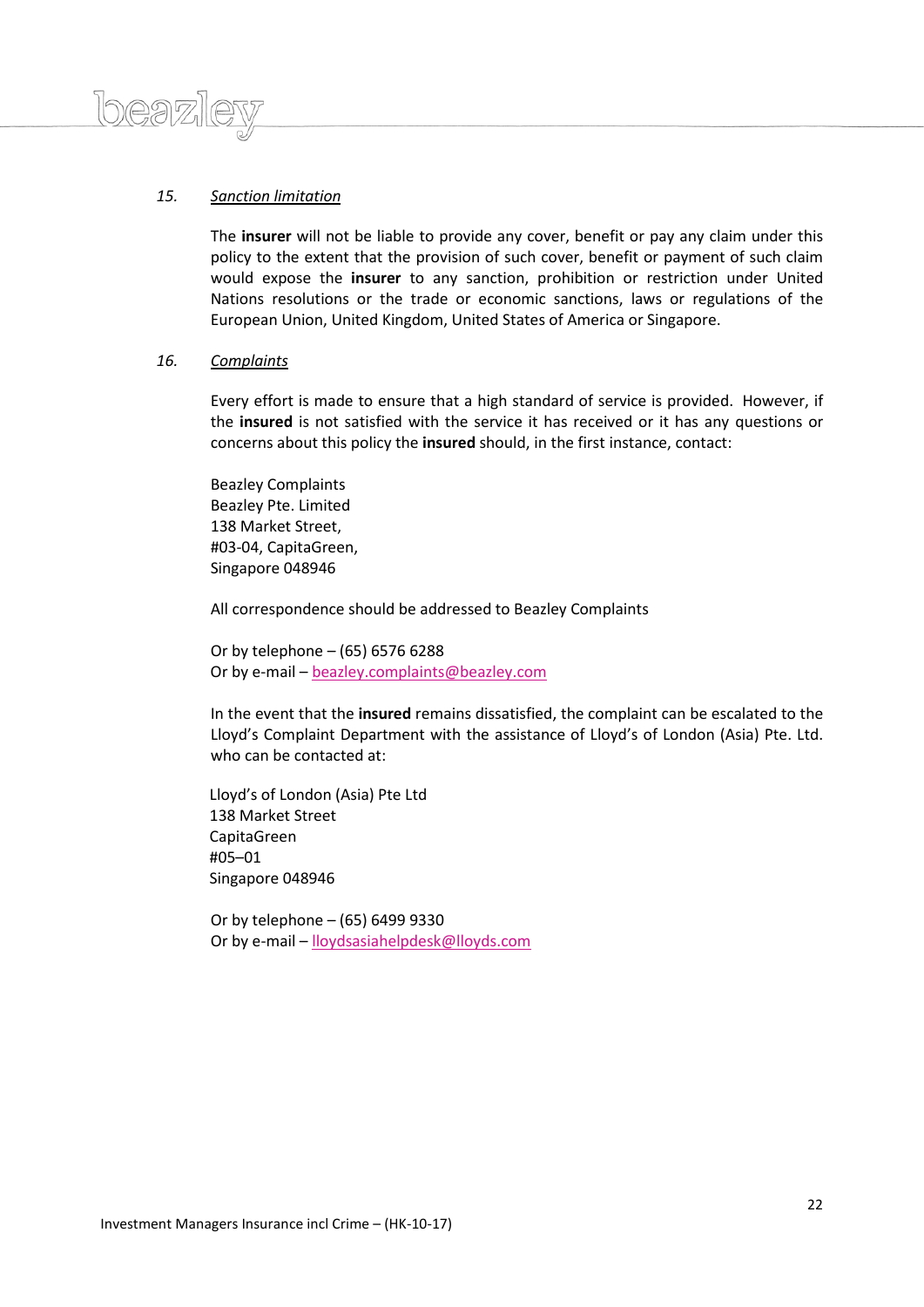*15.* *Sanction limitation*

The **insurer** will not be liable to provide any cover, benefit or pay any claim under this policy to the extent that the provision of such cover, benefit or payment of such claim would expose the **insurer** to any sanction, prohibition or restriction under United Nations resolutions or the trade or economic sanctions, laws or regulations of the European Union, United Kingdom, United States of America or Singapore.

*16.* *Complaints*

Every effort is made to ensure that a high standard of service is provided. However, if the **insured** is not satisfied with the service it has received or it has any questions or concerns about this policy the **insured** should, in the first instance, contact:

Beazley Complaints
Beazley Pte. Limited
138 Market Street,
#03-04, CapitaGreen,
Singapore 048946

All correspondence should be addressed to Beazley Complaints

Or by telephone – (65) 6576 6288
Or by e-mail – beazley.complaints@beazley.com

In the event that the **insured** remains dissatisfied, the complaint can be escalated to the Lloyd's Complaint Department with the assistance of Lloyd's of London (Asia) Pte. Ltd. who can be contacted at:

Lloyd's of London (Asia) Pte Ltd
138 Market Street
CapitaGreen
#05–01
Singapore 048946

Or by telephone – (65) 6499 9330
Or by e-mail – lloydsasiahelpdesk@lloyds.com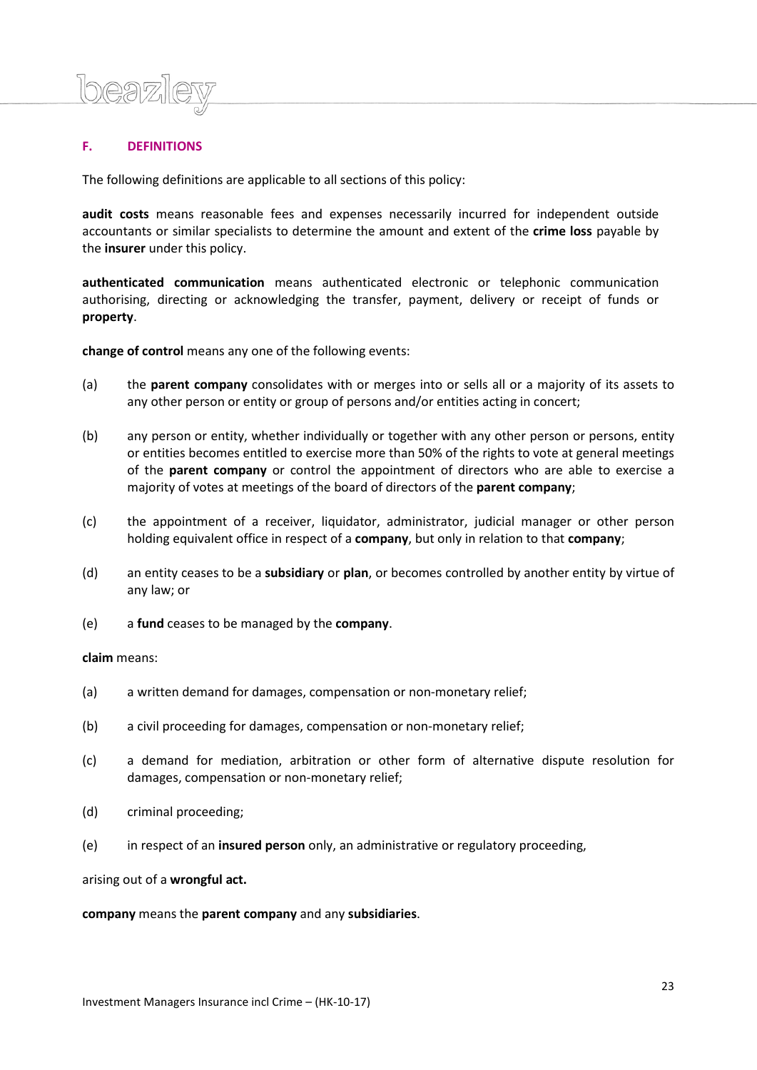## F. DEFINITIONS

The following definitions are applicable to all sections of this policy:

**audit costs** means reasonable fees and expenses necessarily incurred for independent outside accountants or similar specialists to determine the amount and extent of the **crime loss** payable by the **insurer** under this policy.

**authenticated communication** means authenticated electronic or telephonic communication authorising, directing or acknowledging the transfer, payment, delivery or receipt of funds or **property**.

**change of control** means any one of the following events:

(a) the **parent company** consolidates with or merges into or sells all or a majority of its assets to any other person or entity or group of persons and/or entities acting in concert;

(b) any person or entity, whether individually or together with any other person or persons, entity or entities becomes entitled to exercise more than 50% of the rights to vote at general meetings of the **parent company** or control the appointment of directors who are able to exercise a majority of votes at meetings of the board of directors of the **parent company**;

(c) the appointment of a receiver, liquidator, administrator, judicial manager or other person holding equivalent office in respect of a **company**, but only in relation to that **company**;

(d) an entity ceases to be a **subsidiary** or **plan**, or becomes controlled by another entity by virtue of any law; or

(e) a **fund** ceases to be managed by the **company**.

**claim** means:

(a) a written demand for damages, compensation or non-monetary relief;

(b) a civil proceeding for damages, compensation or non-monetary relief;

(c) a demand for mediation, arbitration or other form of alternative dispute resolution for damages, compensation or non-monetary relief;

(d) criminal proceeding;

(e) in respect of an **insured person** only, an administrative or regulatory proceeding,

arising out of a **wrongful act.**

**company** means the **parent company** and any **subsidiaries**.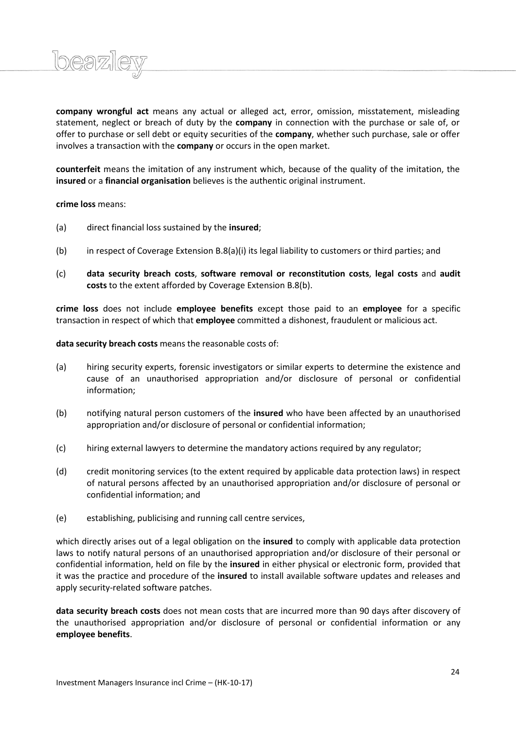**company wrongful act** means any actual or alleged act, error, omission, misstatement, misleading statement, neglect or breach of duty by the **company** in connection with the purchase or sale of, or offer to purchase or sell debt or equity securities of the **company**, whether such purchase, sale or offer involves a transaction with the **company** or occurs in the open market.

**counterfeit** means the imitation of any instrument which, because of the quality of the imitation, the **insured** or a **financial organisation** believes is the authentic original instrument.

**crime loss** means:

(a) direct financial loss sustained by the **insured**;

(b) in respect of Coverage Extension B.8(a)(i) its legal liability to customers or third parties; and

(c) **data security breach costs**, **software removal or reconstitution costs**, **legal costs** and **audit costs** to the extent afforded by Coverage Extension B.8(b).

**crime loss** does not include **employee benefits** except those paid to an **employee** for a specific transaction in respect of which that **employee** committed a dishonest, fraudulent or malicious act.

**data security breach costs** means the reasonable costs of:

(a) hiring security experts, forensic investigators or similar experts to determine the existence and cause of an unauthorised appropriation and/or disclosure of personal or confidential information;

(b) notifying natural person customers of the **insured** who have been affected by an unauthorised appropriation and/or disclosure of personal or confidential information;

(c) hiring external lawyers to determine the mandatory actions required by any regulator;

(d) credit monitoring services (to the extent required by applicable data protection laws) in respect of natural persons affected by an unauthorised appropriation and/or disclosure of personal or confidential information; and

(e) establishing, publicising and running call centre services,

which directly arises out of a legal obligation on the **insured** to comply with applicable data protection laws to notify natural persons of an unauthorised appropriation and/or disclosure of their personal or confidential information, held on file by the **insured** in either physical or electronic form, provided that it was the practice and procedure of the **insured** to install available software updates and releases and apply security-related software patches.

**data security breach costs** does not mean costs that are incurred more than 90 days after discovery of the unauthorised appropriation and/or disclosure of personal or confidential information or any **employee benefits**.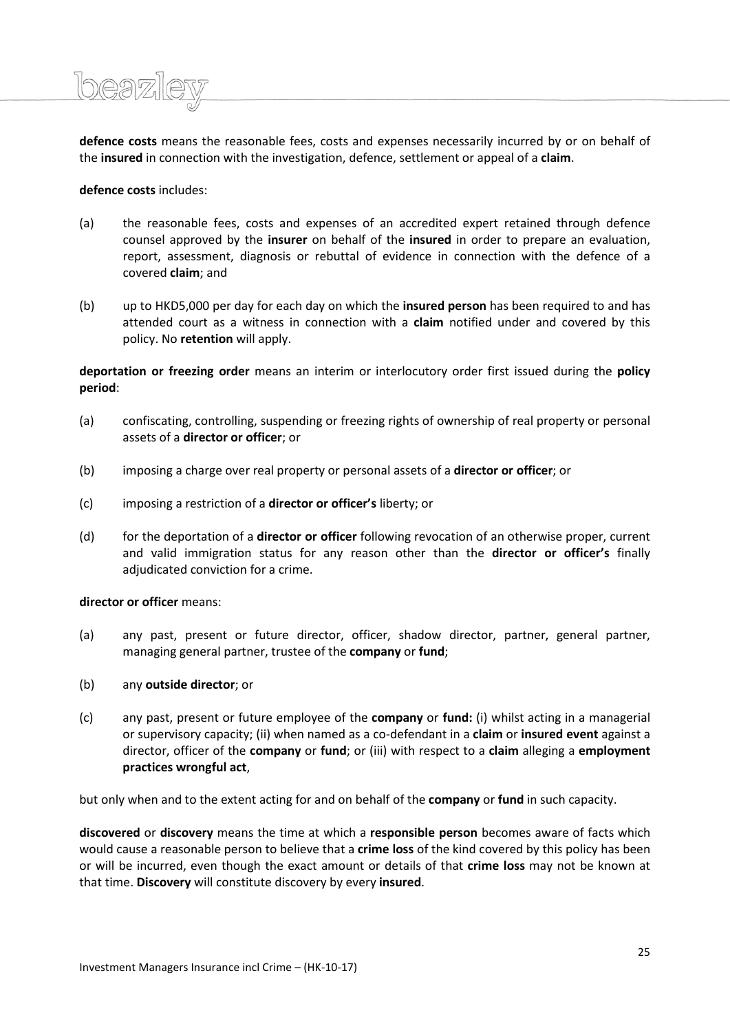**defence costs** means the reasonable fees, costs and expenses necessarily incurred by or on behalf of the **insured** in connection with the investigation, defence, settlement or appeal of a **claim**.

**defence costs** includes:

(a) the reasonable fees, costs and expenses of an accredited expert retained through defence counsel approved by the **insurer** on behalf of the **insured** in order to prepare an evaluation, report, assessment, diagnosis or rebuttal of evidence in connection with the defence of a covered **claim**; and

(b) up to HKD5,000 per day for each day on which the **insured person** has been required to and has attended court as a witness in connection with a **claim** notified under and covered by this policy. No **retention** will apply.

**deportation or freezing order** means an interim or interlocutory order first issued during the **policy period**:

(a) confiscating, controlling, suspending or freezing rights of ownership of real property or personal assets of a **director or officer**; or

(b) imposing a charge over real property or personal assets of a **director or officer**; or

(c) imposing a restriction of a **director or officer's** liberty; or

(d) for the deportation of a **director or officer** following revocation of an otherwise proper, current and valid immigration status for any reason other than the **director or officer's** finally adjudicated conviction for a crime.

**director or officer** means:

(a) any past, present or future director, officer, shadow director, partner, general partner, managing general partner, trustee of the **company** or **fund**;

(b) any **outside director**; or

(c) any past, present or future employee of the **company** or **fund:** (i) whilst acting in a managerial or supervisory capacity; (ii) when named as a co-defendant in a **claim** or **insured event** against a director, officer of the **company** or **fund**; or (iii) with respect to a **claim** alleging a **employment practices wrongful act**,

but only when and to the extent acting for and on behalf of the **company** or **fund** in such capacity.

**discovered** or **discovery** means the time at which a **responsible person** becomes aware of facts which would cause a reasonable person to believe that a **crime loss** of the kind covered by this policy has been or will be incurred, even though the exact amount or details of that **crime loss** may not be known at that time. **Discovery** will constitute discovery by every **insured**.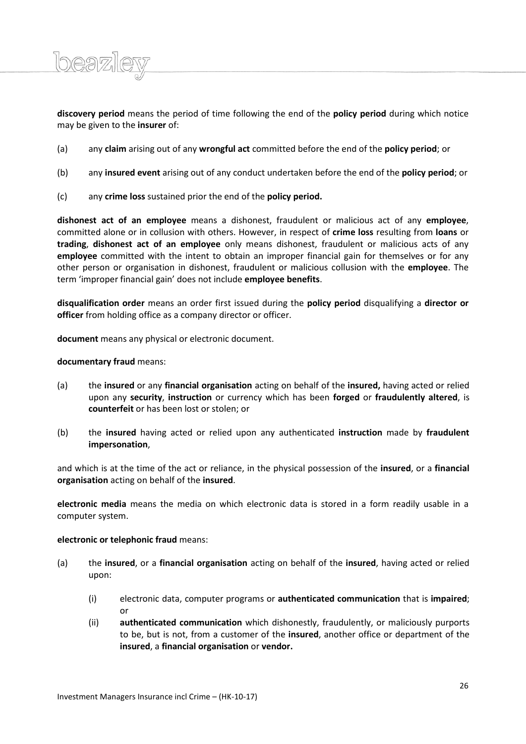**discovery period** means the period of time following the end of the **policy period** during which notice may be given to the **insurer** of:

(a) any **claim** arising out of any **wrongful act** committed before the end of the **policy period**; or

(b) any **insured event** arising out of any conduct undertaken before the end of the **policy period**; or

(c) any **crime loss** sustained prior the end of the **policy period.**

**dishonest act of an employee** means a dishonest, fraudulent or malicious act of any **employee**, committed alone or in collusion with others. However, in respect of **crime loss** resulting from **loans** or **trading**, **dishonest act of an employee** only means dishonest, fraudulent or malicious acts of any **employee** committed with the intent to obtain an improper financial gain for themselves or for any other person or organisation in dishonest, fraudulent or malicious collusion with the **employee**. The term 'improper financial gain' does not include **employee benefits**.

**disqualification order** means an order first issued during the **policy period** disqualifying a **director or officer** from holding office as a company director or officer.

**document** means any physical or electronic document.

**documentary fraud** means:

(a) the **insured** or any **financial organisation** acting on behalf of the **insured,** having acted or relied upon any **security**, **instruction** or currency which has been **forged** or **fraudulently altered**, is **counterfeit** or has been lost or stolen; or

(b) the **insured** having acted or relied upon any authenticated **instruction** made by **fraudulent impersonation**,

and which is at the time of the act or reliance, in the physical possession of the **insured**, or a **financial organisation** acting on behalf of the **insured**.

**electronic media** means the media on which electronic data is stored in a form readily usable in a computer system.

**electronic or telephonic fraud** means:

(a) the **insured**, or a **financial organisation** acting on behalf of the **insured**, having acted or relied upon:

    (i) electronic data, computer programs or **authenticated communication** that is **impaired**; or

    (ii) **authenticated communication** which dishonestly, fraudulently, or maliciously purports to be, but is not, from a customer of the **insured**, another office or department of the **insured**, a **financial organisation** or **vendor.**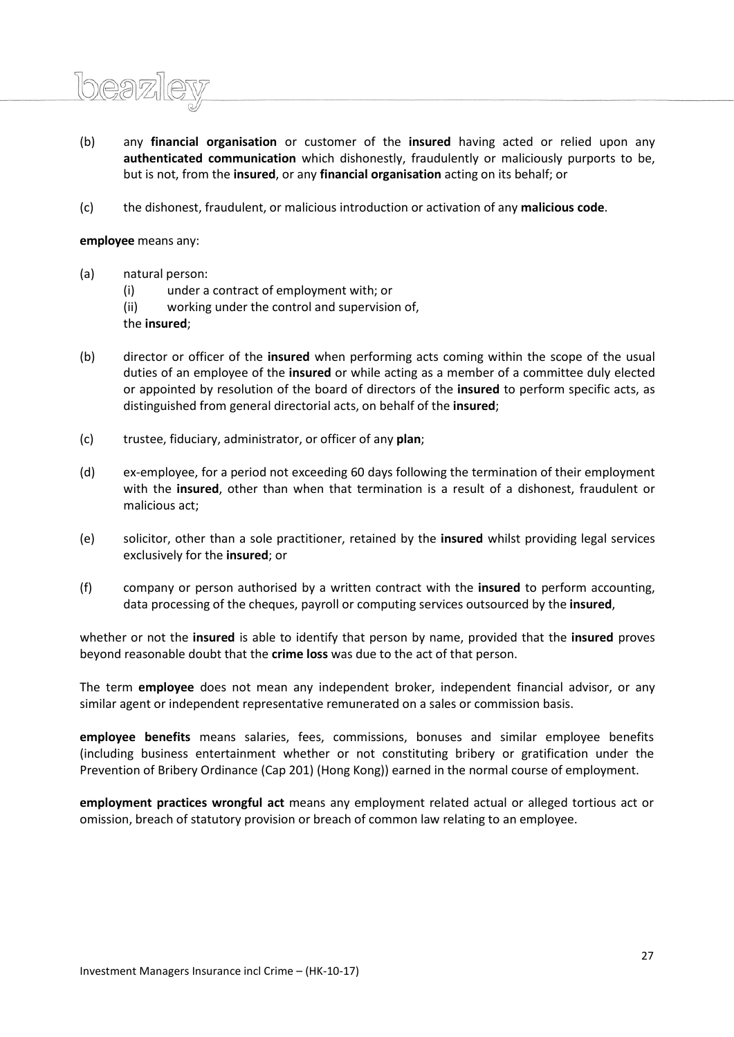(b) any **financial organisation** or customer of the **insured** having acted or relied upon any **authenticated communication** which dishonestly, fraudulently or maliciously purports to be, but is not, from the **insured**, or any **financial organisation** acting on its behalf; or

(c) the dishonest, fraudulent, or malicious introduction or activation of any **malicious code**.

**employee** means any:

(a) natural person:
 (i) under a contract of employment with; or
 (ii) working under the control and supervision of,
 the **insured**;

(b) director or officer of the **insured** when performing acts coming within the scope of the usual duties of an employee of the **insured** or while acting as a member of a committee duly elected or appointed by resolution of the board of directors of the **insured** to perform specific acts, as distinguished from general directorial acts, on behalf of the **insured**;

(c) trustee, fiduciary, administrator, or officer of any **plan**;

(d) ex-employee, for a period not exceeding 60 days following the termination of their employment with the **insured**, other than when that termination is a result of a dishonest, fraudulent or malicious act;

(e) solicitor, other than a sole practitioner, retained by the **insured** whilst providing legal services exclusively for the **insured**; or

(f) company or person authorised by a written contract with the **insured** to perform accounting, data processing of the cheques, payroll or computing services outsourced by the **insured**,

whether or not the **insured** is able to identify that person by name, provided that the **insured** proves beyond reasonable doubt that the **crime loss** was due to the act of that person.

The term **employee** does not mean any independent broker, independent financial advisor, or any similar agent or independent representative remunerated on a sales or commission basis.

**employee benefits** means salaries, fees, commissions, bonuses and similar employee benefits (including business entertainment whether or not constituting bribery or gratification under the Prevention of Bribery Ordinance (Cap 201) (Hong Kong)) earned in the normal course of employment.

**employment practices wrongful act** means any employment related actual or alleged tortious act or omission, breach of statutory provision or breach of common law relating to an employee.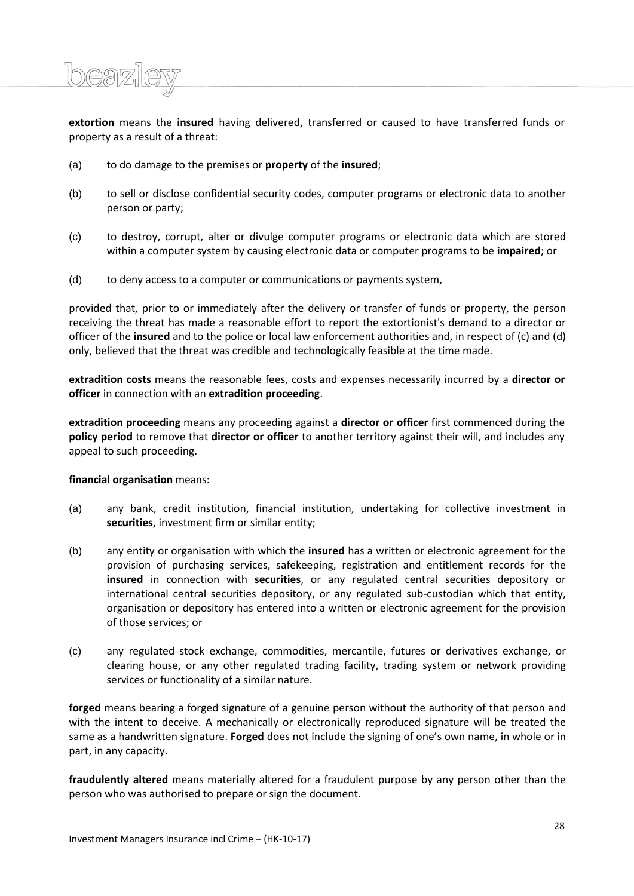**extortion** means the **insured** having delivered, transferred or caused to have transferred funds or property as a result of a threat:

(a) to do damage to the premises or **property** of the **insured**;

(b) to sell or disclose confidential security codes, computer programs or electronic data to another person or party;

(c) to destroy, corrupt, alter or divulge computer programs or electronic data which are stored within a computer system by causing electronic data or computer programs to be **impaired**; or

(d) to deny access to a computer or communications or payments system,

provided that, prior to or immediately after the delivery or transfer of funds or property, the person receiving the threat has made a reasonable effort to report the extortionist's demand to a director or officer of the **insured** and to the police or local law enforcement authorities and, in respect of (c) and (d) only, believed that the threat was credible and technologically feasible at the time made.

**extradition costs** means the reasonable fees, costs and expenses necessarily incurred by a **director or officer** in connection with an **extradition proceeding**.

**extradition proceeding** means any proceeding against a **director or officer** first commenced during the **policy period** to remove that **director or officer** to another territory against their will, and includes any appeal to such proceeding.

**financial organisation** means:

(a) any bank, credit institution, financial institution, undertaking for collective investment in **securities**, investment firm or similar entity;

(b) any entity or organisation with which the **insured** has a written or electronic agreement for the provision of purchasing services, safekeeping, registration and entitlement records for the **insured** in connection with **securities**, or any regulated central securities depository or international central securities depository, or any regulated sub-custodian which that entity, organisation or depository has entered into a written or electronic agreement for the provision of those services; or

(c) any regulated stock exchange, commodities, mercantile, futures or derivatives exchange, or clearing house, or any other regulated trading facility, trading system or network providing services or functionality of a similar nature.

**forged** means bearing a forged signature of a genuine person without the authority of that person and with the intent to deceive. A mechanically or electronically reproduced signature will be treated the same as a handwritten signature. **Forged** does not include the signing of one's own name, in whole or in part, in any capacity.

**fraudulently altered** means materially altered for a fraudulent purpose by any person other than the person who was authorised to prepare or sign the document.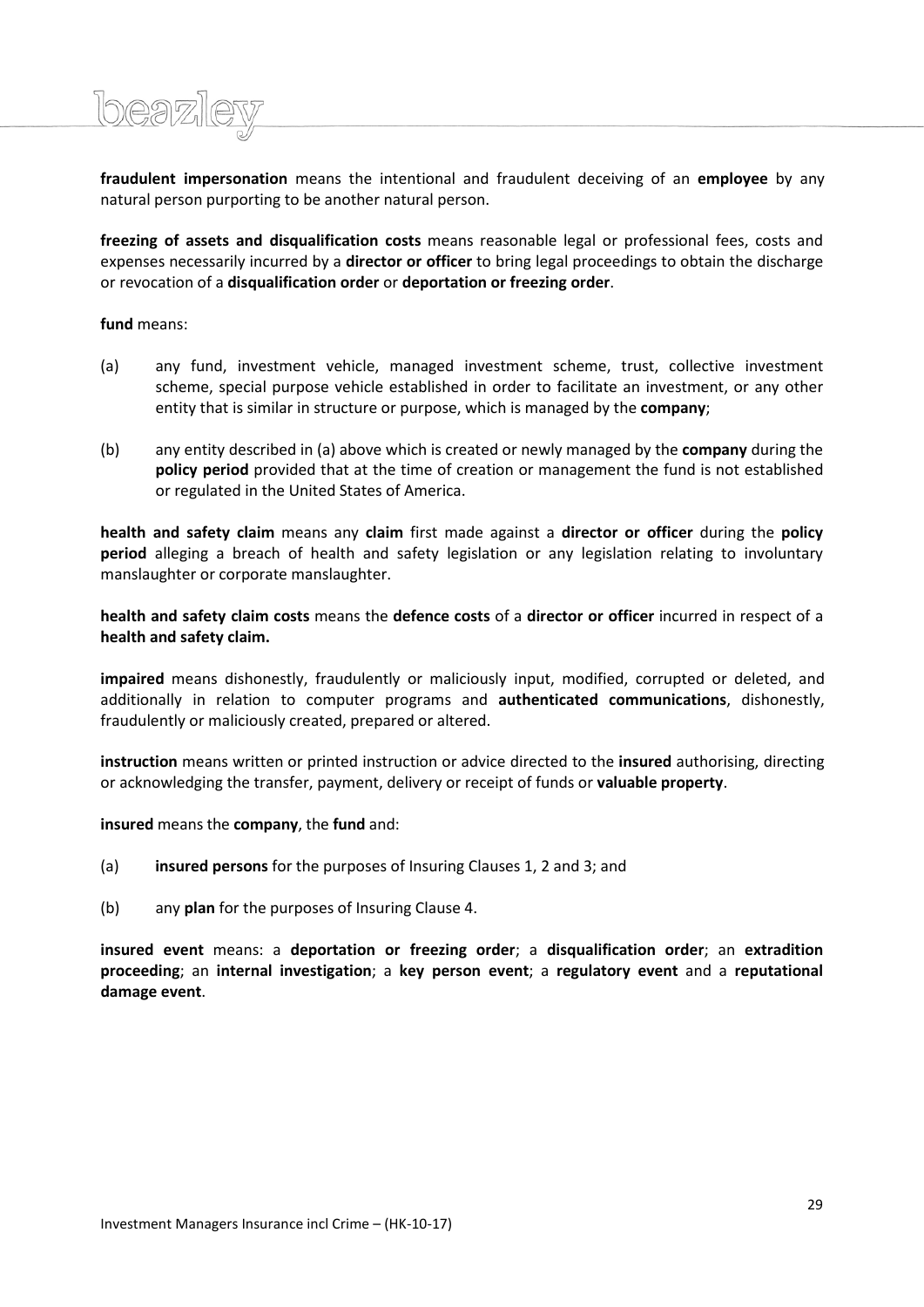**fraudulent impersonation** means the intentional and fraudulent deceiving of an **employee** by any natural person purporting to be another natural person.

**freezing of assets and disqualification costs** means reasonable legal or professional fees, costs and expenses necessarily incurred by a **director or officer** to bring legal proceedings to obtain the discharge or revocation of a **disqualification order** or **deportation or freezing order**.

**fund** means:

(a) any fund, investment vehicle, managed investment scheme, trust, collective investment scheme, special purpose vehicle established in order to facilitate an investment, or any other entity that is similar in structure or purpose, which is managed by the **company**;

(b) any entity described in (a) above which is created or newly managed by the **company** during the **policy period** provided that at the time of creation or management the fund is not established or regulated in the United States of America.

**health and safety claim** means any **claim** first made against a **director or officer** during the **policy period** alleging a breach of health and safety legislation or any legislation relating to involuntary manslaughter or corporate manslaughter.

**health and safety claim costs** means the **defence costs** of a **director or officer** incurred in respect of a **health and safety claim.**

**impaired** means dishonestly, fraudulently or maliciously input, modified, corrupted or deleted, and additionally in relation to computer programs and **authenticated communications**, dishonestly, fraudulently or maliciously created, prepared or altered.

**instruction** means written or printed instruction or advice directed to the **insured** authorising, directing or acknowledging the transfer, payment, delivery or receipt of funds or **valuable property**.

**insured** means the **company**, the **fund** and:

(a) **insured persons** for the purposes of Insuring Clauses 1, 2 and 3; and

(b) any **plan** for the purposes of Insuring Clause 4.

**insured event** means: a **deportation or freezing order**; a **disqualification order**; an **extradition proceeding**; an **internal investigation**; a **key person event**; a **regulatory event** and a **reputational damage event**.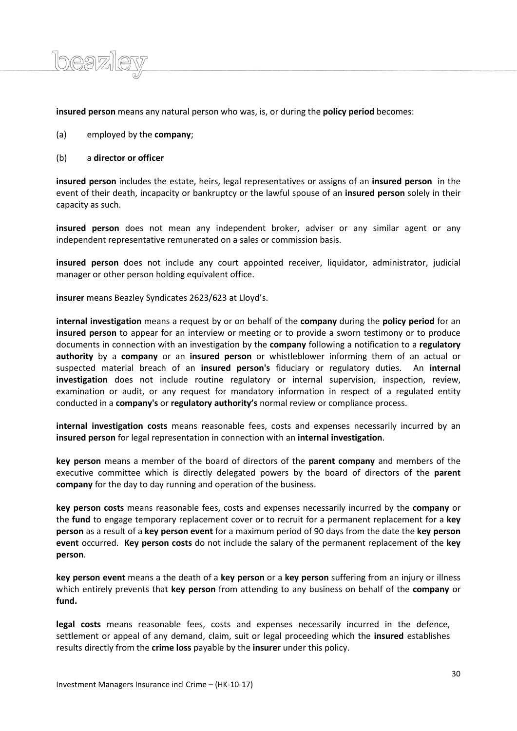**insured person** means any natural person who was, is, or during the **policy period** becomes:

(a) employed by the **company**;

(b) a **director or officer**

**insured person** includes the estate, heirs, legal representatives or assigns of an **insured person** in the event of their death, incapacity or bankruptcy or the lawful spouse of an **insured person** solely in their capacity as such.

**insured person** does not mean any independent broker, adviser or any similar agent or any independent representative remunerated on a sales or commission basis.

**insured person** does not include any court appointed receiver, liquidator, administrator, judicial manager or other person holding equivalent office.

**insurer** means Beazley Syndicates 2623/623 at Lloyd's.

**internal investigation** means a request by or on behalf of the **company** during the **policy period** for an **insured person** to appear for an interview or meeting or to provide a sworn testimony or to produce documents in connection with an investigation by the **company** following a notification to a **regulatory authority** by a **company** or an **insured person** or whistleblower informing them of an actual or suspected material breach of an **insured person's** fiduciary or regulatory duties. An **internal investigation** does not include routine regulatory or internal supervision, inspection, review, examination or audit, or any request for mandatory information in respect of a regulated entity conducted in a **company's** or **regulatory authority's** normal review or compliance process.

**internal investigation costs** means reasonable fees, costs and expenses necessarily incurred by an **insured person** for legal representation in connection with an **internal investigation**.

**key person** means a member of the board of directors of the **parent company** and members of the executive committee which is directly delegated powers by the board of directors of the **parent company** for the day to day running and operation of the business.

**key person costs** means reasonable fees, costs and expenses necessarily incurred by the **company** or the **fund** to engage temporary replacement cover or to recruit for a permanent replacement for a **key person** as a result of a **key person event** for a maximum period of 90 days from the date the **key person event** occurred. **Key person costs** do not include the salary of the permanent replacement of the **key person**.

**key person event** means a the death of a **key person** or a **key person** suffering from an injury or illness which entirely prevents that **key person** from attending to any business on behalf of the **company** or **fund.**

**legal costs** means reasonable fees, costs and expenses necessarily incurred in the defence, settlement or appeal of any demand, claim, suit or legal proceeding which the **insured** establishes results directly from the **crime loss** payable by the **insurer** under this policy.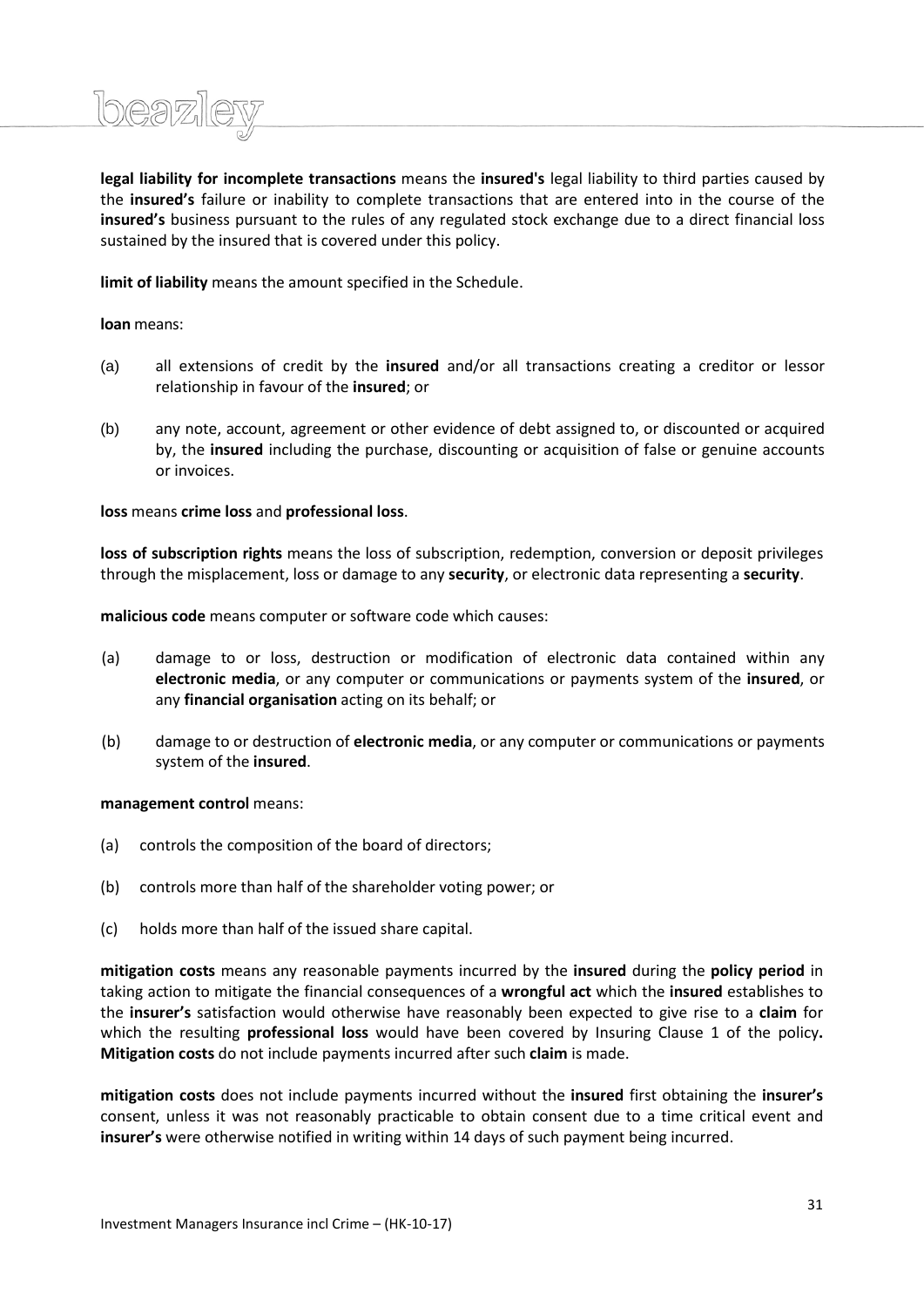**legal liability for incomplete transactions** means the **insured's** legal liability to third parties caused by the **insured's** failure or inability to complete transactions that are entered into in the course of the **insured's** business pursuant to the rules of any regulated stock exchange due to a direct financial loss sustained by the insured that is covered under this policy.

**limit of liability** means the amount specified in the Schedule.

**loan** means:

(a) all extensions of credit by the **insured** and/or all transactions creating a creditor or lessor relationship in favour of the **insured**; or

(b) any note, account, agreement or other evidence of debt assigned to, or discounted or acquired by, the **insured** including the purchase, discounting or acquisition of false or genuine accounts or invoices.

**loss** means **crime loss** and **professional loss**.

**loss of subscription rights** means the loss of subscription, redemption, conversion or deposit privileges through the misplacement, loss or damage to any **security**, or electronic data representing a **security**.

**malicious code** means computer or software code which causes:

(a) damage to or loss, destruction or modification of electronic data contained within any **electronic media**, or any computer or communications or payments system of the **insured**, or any **financial organisation** acting on its behalf; or

(b) damage to or destruction of **electronic media**, or any computer or communications or payments system of the **insured**.

**management control** means:

(a) controls the composition of the board of directors;

(b) controls more than half of the shareholder voting power; or

(c) holds more than half of the issued share capital.

**mitigation costs** means any reasonable payments incurred by the **insured** during the **policy period** in taking action to mitigate the financial consequences of a **wrongful act** which the **insured** establishes to the **insurer's** satisfaction would otherwise have reasonably been expected to give rise to a **claim** for which the resulting **professional loss** would have been covered by Insuring Clause 1 of the policy**.** **Mitigation costs** do not include payments incurred after such **claim** is made.

**mitigation costs** does not include payments incurred without the **insured** first obtaining the **insurer's** consent, unless it was not reasonably practicable to obtain consent due to a time critical event and **insurer's** were otherwise notified in writing within 14 days of such payment being incurred.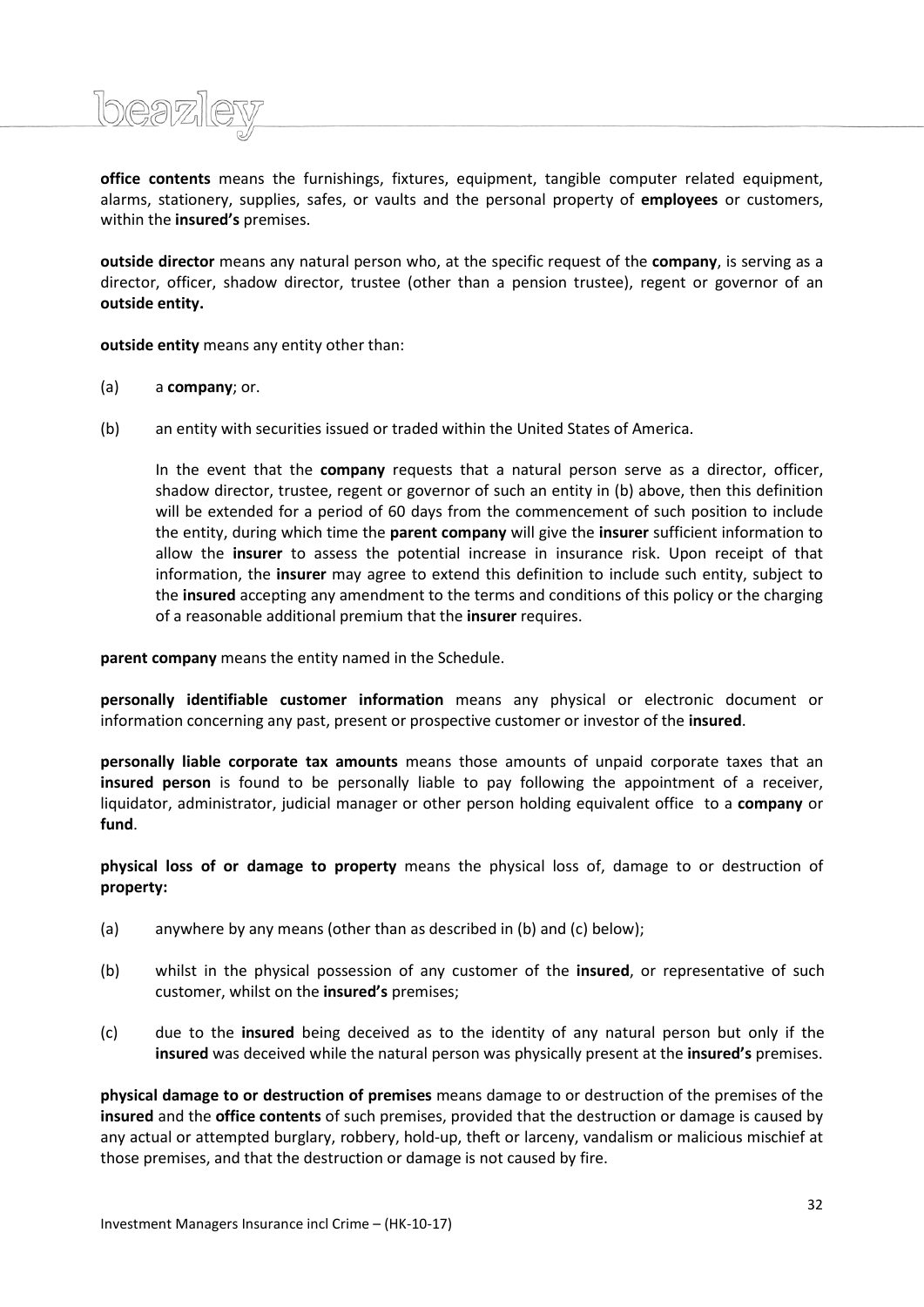**office contents** means the furnishings, fixtures, equipment, tangible computer related equipment, alarms, stationery, supplies, safes, or vaults and the personal property of **employees** or customers, within the **insured's** premises.

**outside director** means any natural person who, at the specific request of the **company**, is serving as a director, officer, shadow director, trustee (other than a pension trustee), regent or governor of an **outside entity.**

**outside entity** means any entity other than:

(a) a **company**; or.

(b) an entity with securities issued or traded within the United States of America.

In the event that the **company** requests that a natural person serve as a director, officer, shadow director, trustee, regent or governor of such an entity in (b) above, then this definition will be extended for a period of 60 days from the commencement of such position to include the entity, during which time the **parent company** will give the **insurer** sufficient information to allow the **insurer** to assess the potential increase in insurance risk. Upon receipt of that information, the **insurer** may agree to extend this definition to include such entity, subject to the **insured** accepting any amendment to the terms and conditions of this policy or the charging of a reasonable additional premium that the **insurer** requires.

**parent company** means the entity named in the Schedule.

**personally identifiable customer information** means any physical or electronic document or information concerning any past, present or prospective customer or investor of the **insured**.

**personally liable corporate tax amounts** means those amounts of unpaid corporate taxes that an **insured person** is found to be personally liable to pay following the appointment of a receiver, liquidator, administrator, judicial manager or other person holding equivalent office to a **company** or **fund**.

**physical loss of or damage to property** means the physical loss of, damage to or destruction of **property:**

(a) anywhere by any means (other than as described in (b) and (c) below);

(b) whilst in the physical possession of any customer of the **insured**, or representative of such customer, whilst on the **insured's** premises;

(c) due to the **insured** being deceived as to the identity of any natural person but only if the **insured** was deceived while the natural person was physically present at the **insured's** premises.

**physical damage to or destruction of premises** means damage to or destruction of the premises of the **insured** and the **office contents** of such premises, provided that the destruction or damage is caused by any actual or attempted burglary, robbery, hold-up, theft or larceny, vandalism or malicious mischief at those premises, and that the destruction or damage is not caused by fire.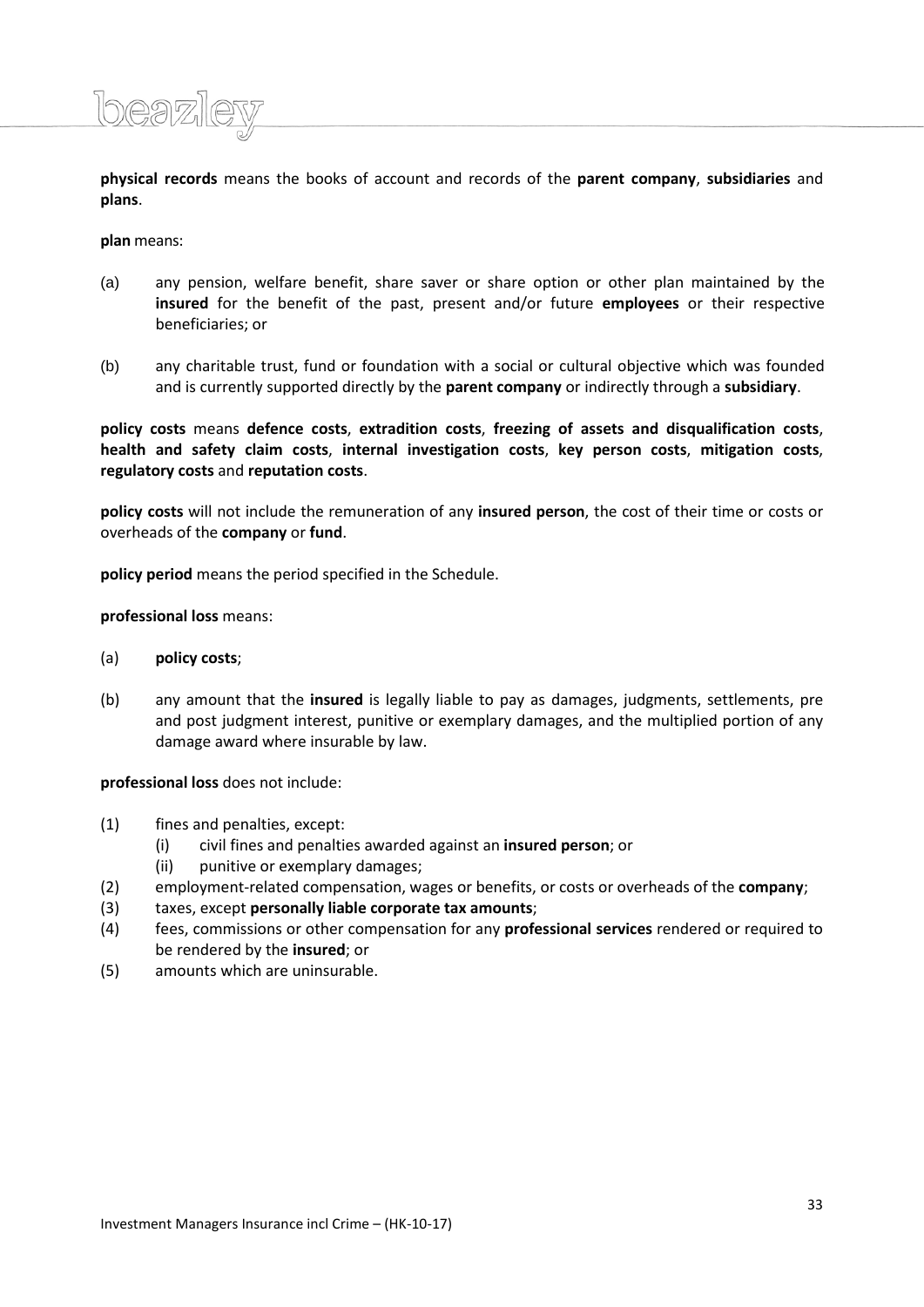**physical records** means the books of account and records of the **parent company**, **subsidiaries** and **plans**.

**plan** means:

(a) any pension, welfare benefit, share saver or share option or other plan maintained by the **insured** for the benefit of the past, present and/or future **employees** or their respective beneficiaries; or

(b) any charitable trust, fund or foundation with a social or cultural objective which was founded and is currently supported directly by the **parent company** or indirectly through a **subsidiary**.

**policy costs** means **defence costs**, **extradition costs**, **freezing of assets and disqualification costs**, **health and safety claim costs**, **internal investigation costs**, **key person costs**, **mitigation costs**, **regulatory costs** and **reputation costs**.

**policy costs** will not include the remuneration of any **insured person**, the cost of their time or costs or overheads of the **company** or **fund**.

**policy period** means the period specified in the Schedule.

**professional loss** means:

(a) **policy costs**;

(b) any amount that the **insured** is legally liable to pay as damages, judgments, settlements, pre and post judgment interest, punitive or exemplary damages, and the multiplied portion of any damage award where insurable by law.

**professional loss** does not include:

(1) fines and penalties, except:
   (i) civil fines and penalties awarded against an **insured person**; or
   (ii) punitive or exemplary damages;
(2) employment-related compensation, wages or benefits, or costs or overheads of the **company**;
(3) taxes, except **personally liable corporate tax amounts**;
(4) fees, commissions or other compensation for any **professional services** rendered or required to be rendered by the **insured**; or
(5) amounts which are uninsurable.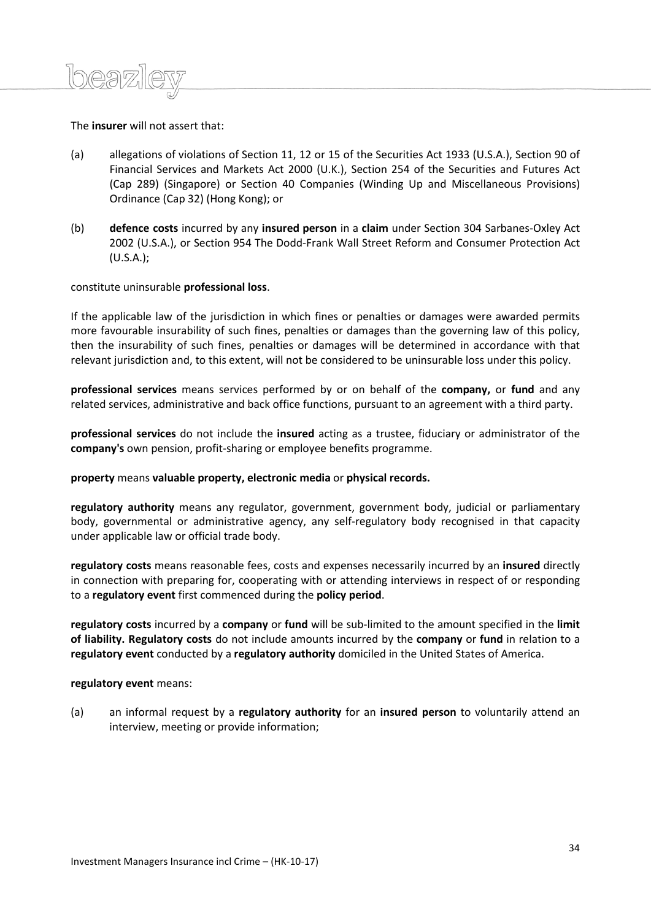The **insurer** will not assert that:

(a) allegations of violations of Section 11, 12 or 15 of the Securities Act 1933 (U.S.A.), Section 90 of Financial Services and Markets Act 2000 (U.K.), Section 254 of the Securities and Futures Act (Cap 289) (Singapore) or Section 40 Companies (Winding Up and Miscellaneous Provisions) Ordinance (Cap 32) (Hong Kong); or

(b) **defence costs** incurred by any **insured person** in a **claim** under Section 304 Sarbanes-Oxley Act 2002 (U.S.A.), or Section 954 The Dodd-Frank Wall Street Reform and Consumer Protection Act (U.S.A.);

constitute uninsurable **professional loss**.

If the applicable law of the jurisdiction in which fines or penalties or damages were awarded permits more favourable insurability of such fines, penalties or damages than the governing law of this policy, then the insurability of such fines, penalties or damages will be determined in accordance with that relevant jurisdiction and, to this extent, will not be considered to be uninsurable loss under this policy.

**professional services** means services performed by or on behalf of the **company,** or **fund** and any related services, administrative and back office functions, pursuant to an agreement with a third party.

**professional services** do not include the **insured** acting as a trustee, fiduciary or administrator of the **company's** own pension, profit-sharing or employee benefits programme.

**property** means **valuable property, electronic media** or **physical records.**

**regulatory authority** means any regulator, government, government body, judicial or parliamentary body, governmental or administrative agency, any self-regulatory body recognised in that capacity under applicable law or official trade body.

**regulatory costs** means reasonable fees, costs and expenses necessarily incurred by an **insured** directly in connection with preparing for, cooperating with or attending interviews in respect of or responding to a **regulatory event** first commenced during the **policy period**.

**regulatory costs** incurred by a **company** or **fund** will be sub-limited to the amount specified in the **limit of liability. Regulatory costs** do not include amounts incurred by the **company** or **fund** in relation to a **regulatory event** conducted by a **regulatory authority** domiciled in the United States of America.

**regulatory event** means:

(a) an informal request by a **regulatory authority** for an **insured person** to voluntarily attend an interview, meeting or provide information;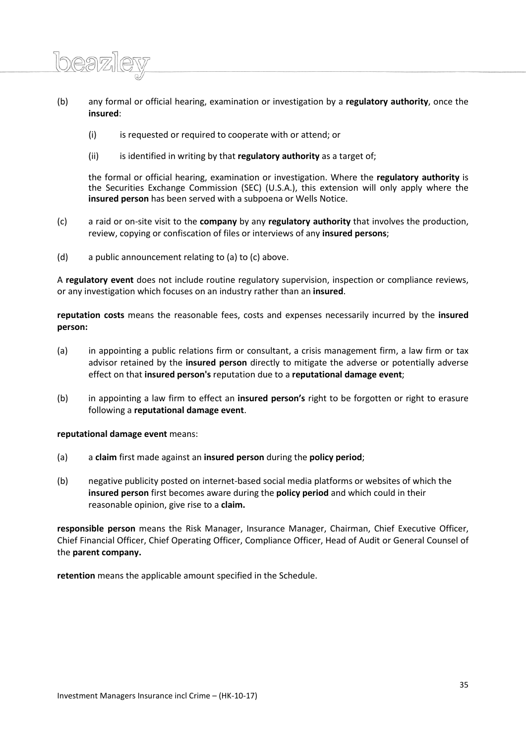(b) any formal or official hearing, examination or investigation by a **regulatory authority**, once the **insured**:

   (i) is requested or required to cooperate with or attend; or

   (ii) is identified in writing by that **regulatory authority** as a target of;

   the formal or official hearing, examination or investigation. Where the **regulatory authority** is the Securities Exchange Commission (SEC) (U.S.A.), this extension will only apply where the **insured person** has been served with a subpoena or Wells Notice.

(c) a raid or on-site visit to the **company** by any **regulatory authority** that involves the production, review, copying or confiscation of files or interviews of any **insured persons**;

(d) a public announcement relating to (a) to (c) above.

A **regulatory event** does not include routine regulatory supervision, inspection or compliance reviews, or any investigation which focuses on an industry rather than an **insured**.

**reputation costs** means the reasonable fees, costs and expenses necessarily incurred by the **insured person:**

(a) in appointing a public relations firm or consultant, a crisis management firm, a law firm or tax advisor retained by the **insured person** directly to mitigate the adverse or potentially adverse effect on that **insured person's** reputation due to a **reputational damage event**;

(b) in appointing a law firm to effect an **insured person's** right to be forgotten or right to erasure following a **reputational damage event**.

**reputational damage event** means:

(a) a **claim** first made against an **insured person** during the **policy period**;

(b) negative publicity posted on internet-based social media platforms or websites of which the **insured person** first becomes aware during the **policy period** and which could in their reasonable opinion, give rise to a **claim.**

**responsible person** means the Risk Manager, Insurance Manager, Chairman, Chief Executive Officer, Chief Financial Officer, Chief Operating Officer, Compliance Officer, Head of Audit or General Counsel of the **parent company.**

**retention** means the applicable amount specified in the Schedule.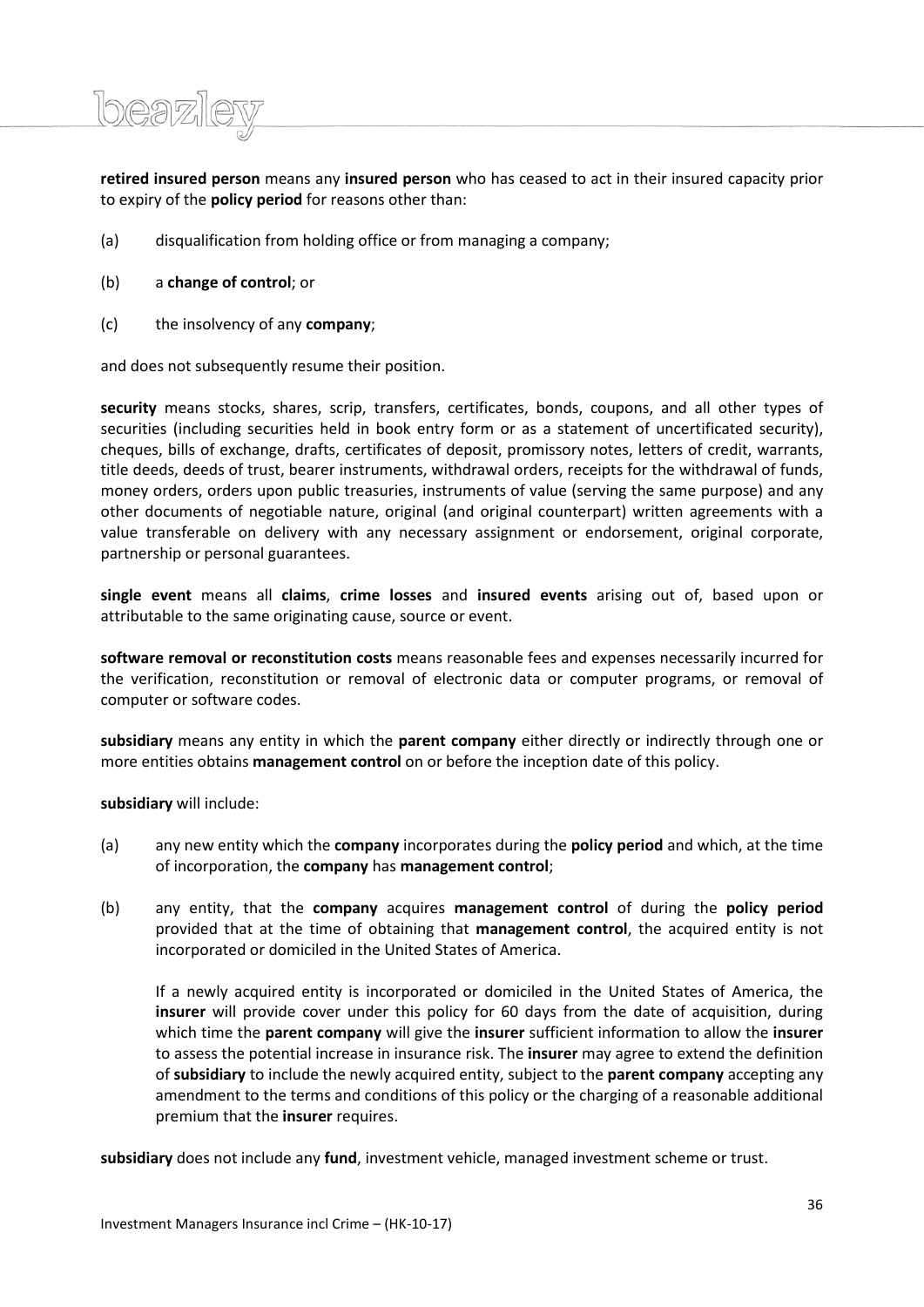**retired insured person** means any **insured person** who has ceased to act in their insured capacity prior to expiry of the **policy period** for reasons other than:

(a) disqualification from holding office or from managing a company;

(b) a **change of control**; or

(c) the insolvency of any **company**;

and does not subsequently resume their position.

**security** means stocks, shares, scrip, transfers, certificates, bonds, coupons, and all other types of securities (including securities held in book entry form or as a statement of uncertificated security), cheques, bills of exchange, drafts, certificates of deposit, promissory notes, letters of credit, warrants, title deeds, deeds of trust, bearer instruments, withdrawal orders, receipts for the withdrawal of funds, money orders, orders upon public treasuries, instruments of value (serving the same purpose) and any other documents of negotiable nature, original (and original counterpart) written agreements with a value transferable on delivery with any necessary assignment or endorsement, original corporate, partnership or personal guarantees.

**single event** means all **claims**, **crime losses** and **insured events** arising out of, based upon or attributable to the same originating cause, source or event.

**software removal or reconstitution costs** means reasonable fees and expenses necessarily incurred for the verification, reconstitution or removal of electronic data or computer programs, or removal of computer or software codes.

**subsidiary** means any entity in which the **parent company** either directly or indirectly through one or more entities obtains **management control** on or before the inception date of this policy.

**subsidiary** will include:

(a) any new entity which the **company** incorporates during the **policy period** and which, at the time of incorporation, the **company** has **management control**;

(b) any entity, that the **company** acquires **management control** of during the **policy period** provided that at the time of obtaining that **management control**, the acquired entity is not incorporated or domiciled in the United States of America.

If a newly acquired entity is incorporated or domiciled in the United States of America, the **insurer** will provide cover under this policy for 60 days from the date of acquisition, during which time the **parent company** will give the **insurer** sufficient information to allow the **insurer** to assess the potential increase in insurance risk. The **insurer** may agree to extend the definition of **subsidiary** to include the newly acquired entity, subject to the **parent company** accepting any amendment to the terms and conditions of this policy or the charging of a reasonable additional premium that the **insurer** requires.

**subsidiary** does not include any **fund**, investment vehicle, managed investment scheme or trust.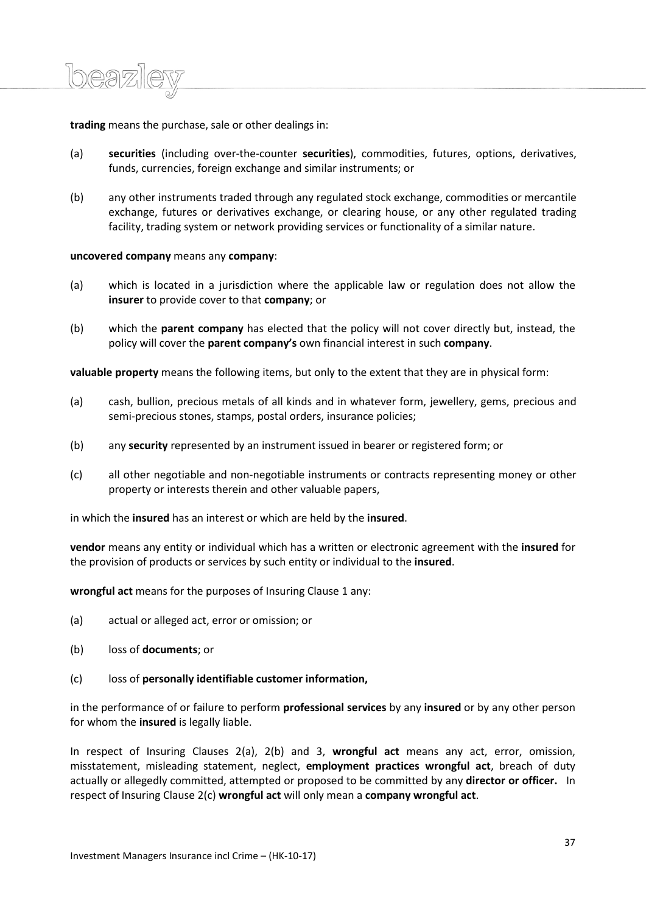**trading** means the purchase, sale or other dealings in:

(a) **securities** (including over-the-counter **securities**), commodities, futures, options, derivatives, funds, currencies, foreign exchange and similar instruments; or

(b) any other instruments traded through any regulated stock exchange, commodities or mercantile exchange, futures or derivatives exchange, or clearing house, or any other regulated trading facility, trading system or network providing services or functionality of a similar nature.

**uncovered company** means any **company**:

(a) which is located in a jurisdiction where the applicable law or regulation does not allow the **insurer** to provide cover to that **company**; or

(b) which the **parent company** has elected that the policy will not cover directly but, instead, the policy will cover the **parent company's** own financial interest in such **company**.

**valuable property** means the following items, but only to the extent that they are in physical form:

(a) cash, bullion, precious metals of all kinds and in whatever form, jewellery, gems, precious and semi-precious stones, stamps, postal orders, insurance policies;

(b) any **security** represented by an instrument issued in bearer or registered form; or

(c) all other negotiable and non-negotiable instruments or contracts representing money or other property or interests therein and other valuable papers,

in which the **insured** has an interest or which are held by the **insured**.

**vendor** means any entity or individual which has a written or electronic agreement with the **insured** for the provision of products or services by such entity or individual to the **insured**.

**wrongful act** means for the purposes of Insuring Clause 1 any:

(a) actual or alleged act, error or omission; or

(b) loss of **documents**; or

(c) loss of **personally identifiable customer information,**

in the performance of or failure to perform **professional services** by any **insured** or by any other person for whom the **insured** is legally liable.

In respect of Insuring Clauses 2(a), 2(b) and 3, **wrongful act** means any act, error, omission, misstatement, misleading statement, neglect, **employment practices wrongful act**, breach of duty actually or allegedly committed, attempted or proposed to be committed by any **director or officer.** In respect of Insuring Clause 2(c) **wrongful act** will only mean a **company wrongful act**.